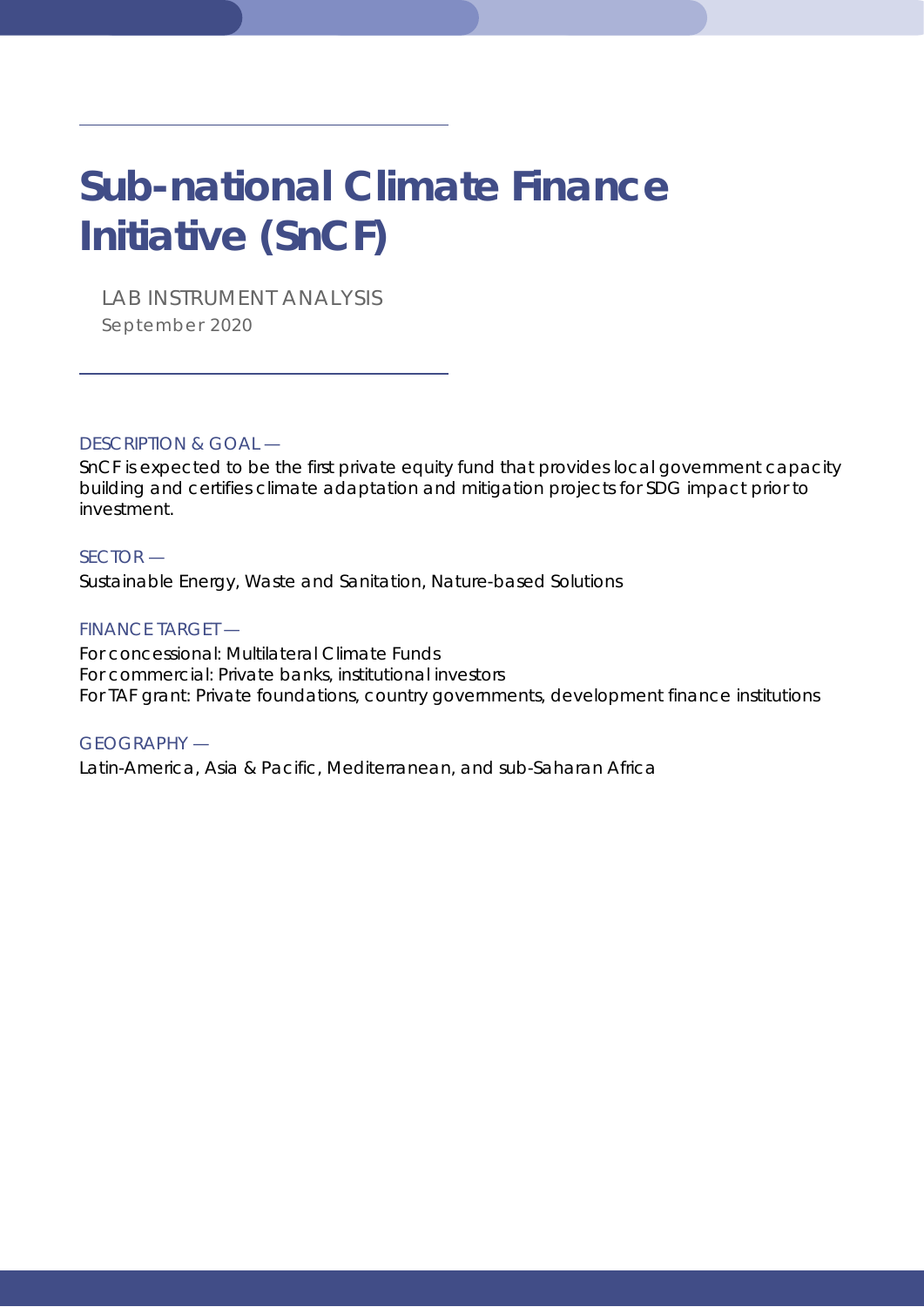# Sub-national Climate Finance Initiative (SnCF)

LAB INSTRUMENT ANALYSIS

September 2020

DESCRIPTION & GOAL —

SnCF is expected to be the first private equity fund that provides local government capacity building and certifies climate adaptation and mitigation projects for SDG impact prior to investment.

SECTOR —

Sustainable Energy, Waste and Sanitation, Nature-based Solutions

FINANCE TARGET —

For concessional: Multilateral Climate Funds
For commercial: Private banks, institutional investors
For TAF grant: Private foundations, country governments, development finance institutions

GEOGRAPHY —

Latin-America, Asia & Pacific, Mediterranean, and sub-Saharan Africa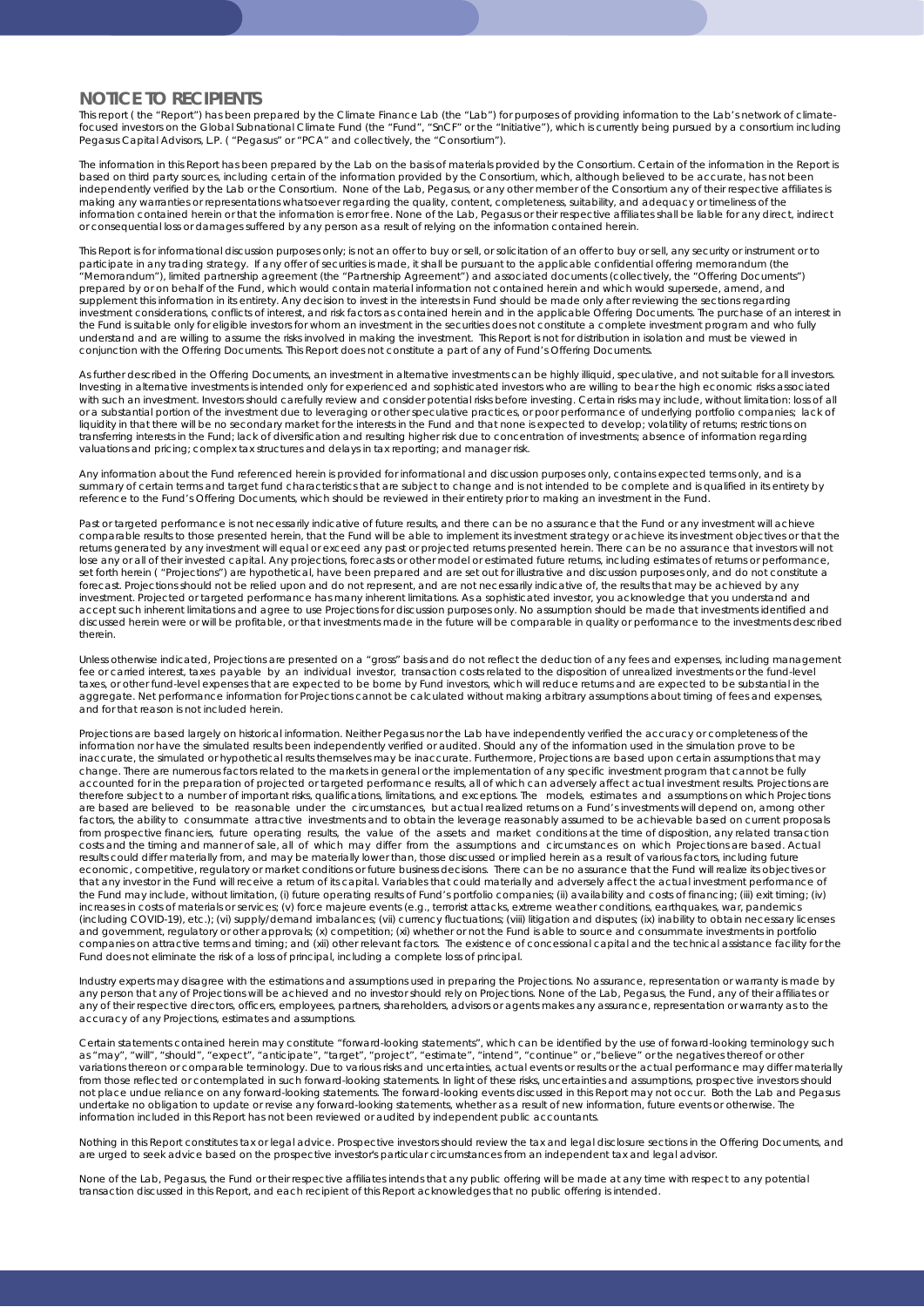## NOTICE TO RECIPIENTS

This report ( the "Report") has been prepared by the Climate Finance Lab (the "Lab") for purposes of providing information to the Lab's network of climate-focused investors on the Global Subnational Climate Fund (the "Fund", "SnCF" or the "Initiative"), which is currently being pursued by a consortium including Pegasus Capital Advisors, L.P. ( "Pegasus" or "PCA" and collectively, the "Consortium").

The information in this Report has been prepared by the Lab on the basis of materials provided by the Consortium. Certain of the information in the Report is based on third party sources, including certain of the information provided by the Consortium, which, although believed to be accurate, has not been independently verified by the Lab or the Consortium. None of the Lab, Pegasus, or any other member of the Consortium any of their respective affiliates is making any warranties or representations whatsoever regarding the quality, content, completeness, suitability, and adequacy or timeliness of the information contained herein or that the information is error free. None of the Lab, Pegasus or their respective affiliates shall be liable for any direct, indirect or consequential loss or damages suffered by any person as a result of relying on the information contained herein.

This Report is for informational discussion purposes only; is not an offer to buy or sell, or solicitation of an offer to buy or sell, any security or instrument or to participate in any trading strategy. If any offer of securities is made, it shall be pursuant to the applicable confidential offering memorandum (the "Memorandum"), limited partnership agreement (the "Partnership Agreement") and associated documents (collectively, the "Offering Documents") prepared by or on behalf of the Fund, which would contain material information not contained herein and which would supersede, amend, and supplement this information in its entirety. Any decision to invest in the interests in Fund should be made only after reviewing the sections regarding investment considerations, conflicts of interest, and risk factors as contained herein and in the applicable Offering Documents. The purchase of an interest in the Fund is suitable only for eligible investors for whom an investment in the securities does not constitute a complete investment program and who fully understand and are willing to assume the risks involved in making the investment. This Report is not for distribution in isolation and must be viewed in conjunction with the Offering Documents. This Report does not constitute a part of any of Fund's Offering Documents.

As further described in the Offering Documents, an investment in alternative investments can be highly illiquid, speculative, and not suitable for all investors. Investing in alternative investments is intended only for experienced and sophisticated investors who are willing to bear the high economic risks associated with such an investment. Investors should carefully review and consider potential risks before investing. Certain risks may include, without limitation: loss of all or a substantial portion of the investment due to leveraging or other speculative practices, or poor performance of underlying portfolio companies; lack of liquidity in that there will be no secondary market for the interests in the Fund and that none is expected to develop; volatility of returns; restrictions on transferring interests in the Fund; lack of diversification and resulting higher risk due to concentration of investments; absence of information regarding valuations and pricing; complex tax structures and delays in tax reporting; and manager risk.

Any information about the Fund referenced herein is provided for informational and discussion purposes only, contains expected terms only, and is a summary of certain terms and target fund characteristics that are subject to change and is not intended to be complete and is qualified in its entirety by reference to the Fund's Offering Documents, which should be reviewed in their entirety prior to making an investment in the Fund.

Past or targeted performance is not necessarily indicative of future results, and there can be no assurance that the Fund or any investment will achieve comparable results to those presented herein, that the Fund will be able to implement its investment strategy or achieve its investment objectives or that the returns generated by any investment will equal or exceed any past or projected returns presented herein. There can be no assurance that investors will not lose any or all of their invested capital. Any projections, forecasts or other model or estimated future returns, including estimates of returns or performance, set forth herein ( "Projections") are hypothetical, have been prepared and are set out for illustrative and discussion purposes only, and do not constitute a forecast. Projections should not be relied upon and do not represent, and are not necessarily indicative of, the results that may be achieved by any investment. Projected or targeted performance has many inherent limitations. As a sophisticated investor, you acknowledge that you understand and accept such inherent limitations and agree to use Projections for discussion purposes only. No assumption should be made that investments identified and discussed herein were or will be profitable, or that investments made in the future will be comparable in quality or performance to the investments described therein.

Unless otherwise indicated, Projections are presented on a "gross" basis and do not reflect the deduction of any fees and expenses, including management fee or carried interest, taxes payable by an individual investor, transaction costs related to the disposition of unrealized investments or the fund-level taxes, or other fund-level expenses that are expected to be borne by Fund investors, which will reduce returns and are expected to be substantial in the aggregate. Net performance information for Projections cannot be calculated without making arbitrary assumptions about timing of fees and expenses, and for that reason is not included herein.

Projections are based largely on historical information. Neither Pegasus nor the Lab have independently verified the accuracy or completeness of the information nor have the simulated results been independently verified or audited. Should any of the information used in the simulation prove to be inaccurate, the simulated or hypothetical results themselves may be inaccurate. Furthermore, Projections are based upon certain assumptions that may change. There are numerous factors related to the markets in general or the implementation of any specific investment program that cannot be fully accounted for in the preparation of projected or targeted performance results, all of which can adversely affect actual investment results. Projections are therefore subject to a number of important risks, qualifications, limitations, and exceptions. The models, estimates and assumptions on which Projections are based are believed to be reasonable under the circumstances, but actual realized returns on a Fund's investments will depend on, among other factors, the ability to consummate attractive investments and to obtain the leverage reasonably assumed to be achievable based on current proposals from prospective financiers, future operating results, the value of the assets and market conditions at the time of disposition, any related transaction costs and the timing and manner of sale, all of which may differ from the assumptions and circumstances on which Projections are based. Actual results could differ materially from, and may be materially lower than, those discussed or implied herein as a result of various factors, including future economic, competitive, regulatory or market conditions or future business decisions. There can be no assurance that the Fund will realize its objectives or that any investor in the Fund will receive a return of its capital. Variables that could materially and adversely affect the actual investment performance of the Fund may include, without limitation, (i) future operating results of Fund's portfolio companies; (ii) availability and costs of financing; (iii) exit timing; (iv) increases in costs of materials or services; (v) force majeure events (e.g., terrorist attacks, extreme weather conditions, earthquakes, war, pandemics (including COVID-19), etc.); (vi) supply/demand imbalances; (vii) currency fluctuations; (viii) litigation and disputes; (ix) inability to obtain necessary licenses and government, regulatory or other approvals; (x) competition; (xi) whether or not the Fund is able to source and consummate investments in portfolio companies on attractive terms and timing; and (xii) other relevant factors. The existence of concessional capital and the technical assistance facility for the Fund does not eliminate the risk of a loss of principal, including a complete loss of principal.

Industry experts may disagree with the estimations and assumptions used in preparing the Projections. No assurance, representation or warranty is made by any person that any of Projections will be achieved and no investor should rely on Projections. None of the Lab, Pegasus, the Fund, any of their affiliates or any of their respective directors, officers, employees, partners, shareholders, advisors or agents makes any assurance, representation or warranty as to the accuracy of any Projections, estimates and assumptions.

Certain statements contained herein may constitute "forward-looking statements", which can be identified by the use of forward-looking terminology such as "may", "will", "should", "expect", "anticipate", "target", "project", "estimate", "intend", "continue" or ,"believe" or the negatives thereof or other variations thereon or comparable terminology. Due to various risks and uncertainties, actual events or results or the actual performance may differ materially from those reflected or contemplated in such forward-looking statements. In light of these risks, uncertainties and assumptions, prospective investors should not place undue reliance on any forward-looking statements. The forward-looking events discussed in this Report may not occur. Both the Lab and Pegasus undertake no obligation to update or revise any forward-looking statements, whether as a result of new information, future events or otherwise. The information included in this Report has not been reviewed or audited by independent public accountants.

Nothing in this Report constitutes tax or legal advice. Prospective investors should review the tax and legal disclosure sections in the Offering Documents, and are urged to seek advice based on the prospective investor's particular circumstances from an independent tax and legal advisor.

None of the Lab, Pegasus, the Fund or their respective affiliates intends that any public offering will be made at any time with respect to any potential transaction discussed in this Report, and each recipient of this Report acknowledges that no public offering is intended.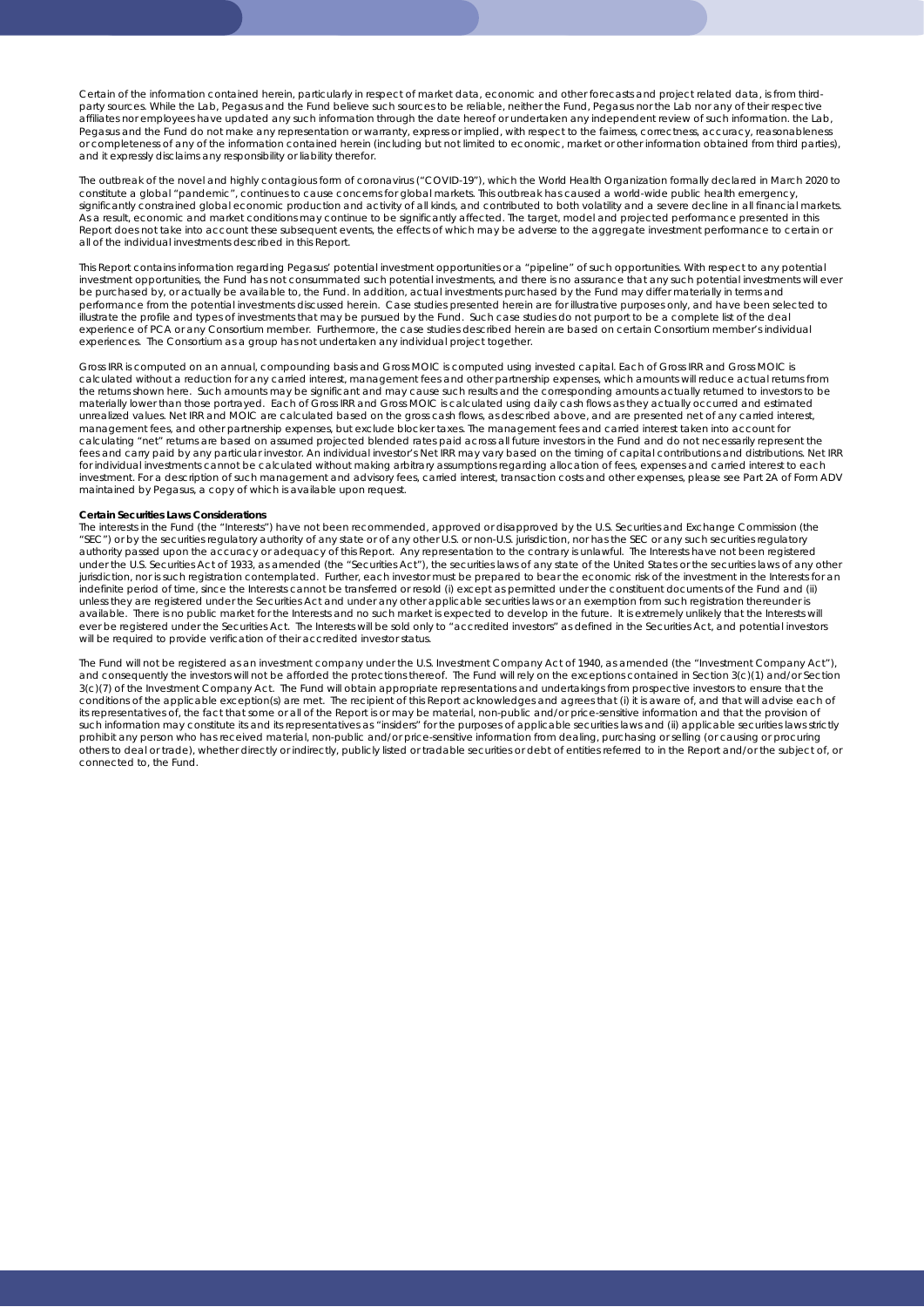Certain of the information contained herein, particularly in respect of market data, economic and other forecasts and project related data, is from third-party sources. While the Lab, Pegasus and the Fund believe such sources to be reliable, neither the Fund, Pegasus nor the Lab nor any of their respective affiliates nor employees have updated any such information through the date hereof or undertaken any independent review of such information. the Lab, Pegasus and the Fund do not make any representation or warranty, express or implied, with respect to the fairness, correctness, accuracy, reasonableness or completeness of any of the information contained herein (including but not limited to economic, market or other information obtained from third parties), and it expressly disclaims any responsibility or liability therefor.

The outbreak of the novel and highly contagious form of coronavirus ("COVID-19"), which the World Health Organization formally declared in March 2020 to constitute a global "pandemic", continues to cause concerns for global markets. This outbreak has caused a world-wide public health emergency, significantly constrained global economic production and activity of all kinds, and contributed to both volatility and a severe decline in all financial markets. As a result, economic and market conditions may continue to be significantly affected. The target, model and projected performance presented in this Report does not take into account these subsequent events, the effects of which may be adverse to the aggregate investment performance to certain or all of the individual investments described in this Report.

This Report contains information regarding Pegasus' potential investment opportunities or a "pipeline" of such opportunities. With respect to any potential investment opportunities, the Fund has not consummated such potential investments, and there is no assurance that any such potential investments will ever be purchased by, or actually be available to, the Fund. In addition, actual investments purchased by the Fund may differ materially in terms and performance from the potential investments discussed herein. Case studies presented herein are for illustrative purposes only, and have been selected to illustrate the profile and types of investments that may be pursued by the Fund. Such case studies do not purport to be a complete list of the deal experience of PCA or any Consortium member. Furthermore, the case studies described herein are based on certain Consortium member's individual experiences. The Consortium as a group has not undertaken any individual project together.

Gross IRR is computed on an annual, compounding basis and Gross MOIC is computed using invested capital. Each of Gross IRR and Gross MOIC is calculated without a reduction for any carried interest, management fees and other partnership expenses, which amounts will reduce actual returns from the returns shown here. Such amounts may be significant and may cause such results and the corresponding amounts actually returned to investors to be materially lower than those portrayed. Each of Gross IRR and Gross MOIC is calculated using daily cash flows as they actually occurred and estimated unrealized values. Net IRR and MOIC are calculated based on the gross cash flows, as described above, and are presented net of any carried interest, management fees, and other partnership expenses, but exclude blocker taxes. The management fees and carried interest taken into account for calculating "net" returns are based on assumed projected blended rates paid across all future investors in the Fund and do not necessarily represent the fees and carry paid by any particular investor. An individual investor's Net IRR may vary based on the timing of capital contributions and distributions. Net IRR for individual investments cannot be calculated without making arbitrary assumptions regarding allocation of fees, expenses and carried interest to each investment. For a description of such management and advisory fees, carried interest, transaction costs and other expenses, please see Part 2A of Form ADV maintained by Pegasus, a copy of which is available upon request.

**Certain Securities Laws Considerations**

The interests in the Fund (the "Interests") have not been recommended, approved or disapproved by the U.S. Securities and Exchange Commission (the "SEC") or by the securities regulatory authority of any state or of any other U.S. or non-U.S. jurisdiction, nor has the SEC or any such securities regulatory authority passed upon the accuracy or adequacy of this Report. Any representation to the contrary is unlawful. The Interests have not been registered under the U.S. Securities Act of 1933, as amended (the "Securities Act"), the securities laws of any state of the United States or the securities laws of any other jurisdiction, nor is such registration contemplated. Further, each investor must be prepared to bear the economic risk of the investment in the Interests for an indefinite period of time, since the Interests cannot be transferred or resold (i) except as permitted under the constituent documents of the Fund and (ii) unless they are registered under the Securities Act and under any other applicable securities laws or an exemption from such registration thereunder is available. There is no public market for the Interests and no such market is expected to develop in the future. It is extremely unlikely that the Interests will ever be registered under the Securities Act. The Interests will be sold only to "accredited investors" as defined in the Securities Act, and potential investors will be required to provide verification of their accredited investor status.

The Fund will not be registered as an investment company under the U.S. Investment Company Act of 1940, as amended (the "Investment Company Act"), and consequently the investors will not be afforded the protections thereof. The Fund will rely on the exceptions contained in Section 3(c)(1) and/or Section 3(c)(7) of the Investment Company Act. The Fund will obtain appropriate representations and undertakings from prospective investors to ensure that the conditions of the applicable exception(s) are met. The recipient of this Report acknowledges and agrees that (i) it is aware of, and that will advise each of its representatives of, the fact that some or all of the Report is or may be material, non-public and/or price-sensitive information and that the provision of such information may constitute its and its representatives as "insiders" for the purposes of applicable securities laws and (ii) applicable securities laws strictly prohibit any person who has received material, non-public and/or price-sensitive information from dealing, purchasing or selling (or causing or procuring others to deal or trade), whether directly or indirectly, publicly listed or tradable securities or debt of entities referred to in the Report and/or the subject of, or connected to, the Fund.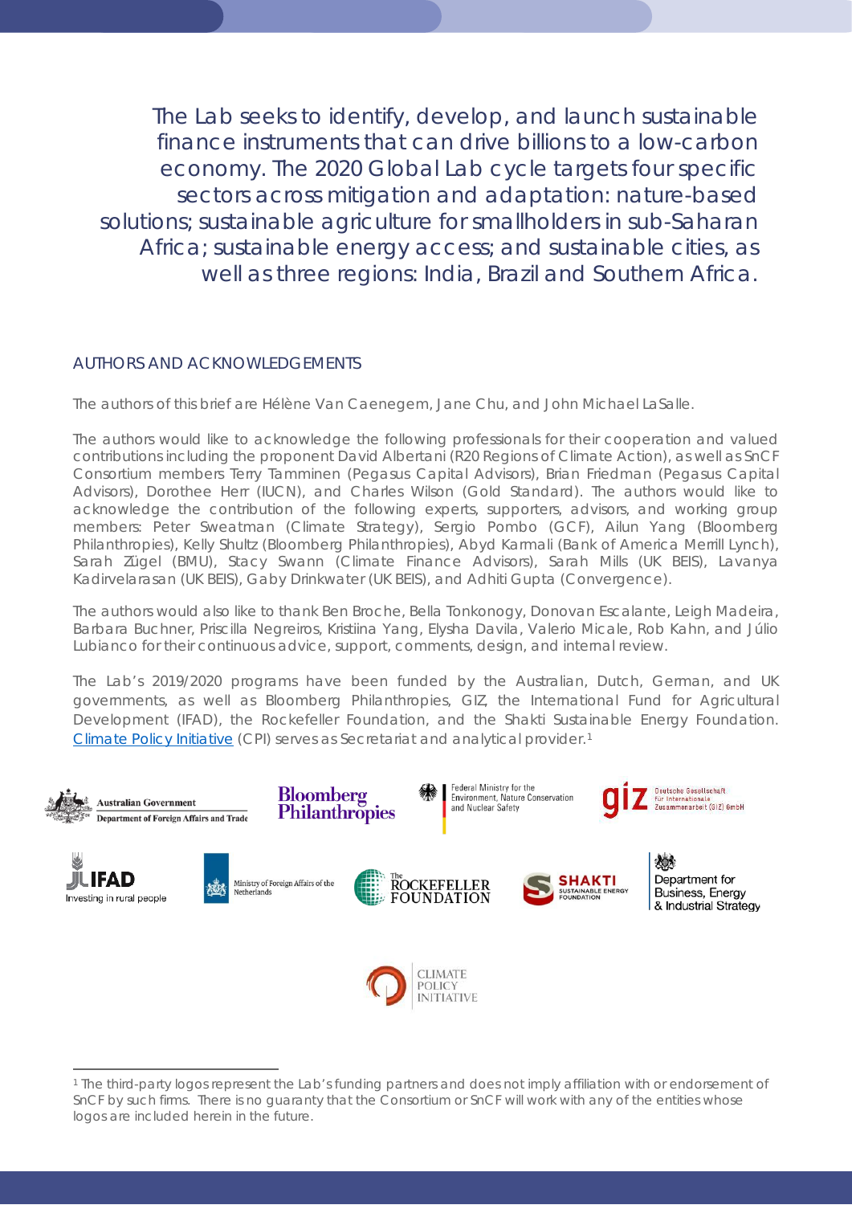The Lab seeks to identify, develop, and launch sustainable finance instruments that can drive billions to a low-carbon economy. The 2020 Global Lab cycle targets four specific sectors across mitigation and adaptation: nature-based solutions; sustainable agriculture for smallholders in sub-Saharan Africa; sustainable energy access; and sustainable cities, as well as three regions: India, Brazil and Southern Africa.

## AUTHORS AND ACKNOWLEDGEMENTS

The authors of this brief are Hélène Van Caenegem, Jane Chu, and John Michael LaSalle.

The authors would like to acknowledge the following professionals for their cooperation and valued contributions including the proponent David Albertani (R20 Regions of Climate Action), as well as SnCF Consortium members Terry Tamminen (Pegasus Capital Advisors), Brian Friedman (Pegasus Capital Advisors), Dorothee Herr (IUCN), and Charles Wilson (Gold Standard). The authors would like to acknowledge the contribution of the following experts, supporters, advisors, and working group members: Peter Sweatman (Climate Strategy), Sergio Pombo (GCF), Ailun Yang (Bloomberg Philanthropies), Kelly Shultz (Bloomberg Philanthropies), Abyd Karmali (Bank of America Merrill Lynch), Sarah Zügel (BMU), Stacy Swann (Climate Finance Advisors), Sarah Mills (UK BEIS), Lavanya Kadirvelarasan (UK BEIS), Gaby Drinkwater (UK BEIS), and Adhiti Gupta (Convergence).

The authors would also like to thank Ben Broche, Bella Tonkonogy, Donovan Escalante, Leigh Madeira, Barbara Buchner, Priscilla Negreiros, Kristiina Yang, Elysha Davila, Valerio Micale, Rob Kahn, and Júlio Lubianco for their continuous advice, support, comments, design, and internal review.

The Lab's 2019/2020 programs have been funded by the Australian, Dutch, German, and UK governments, as well as Bloomberg Philanthropies, GIZ, the International Fund for Agricultural Development (IFAD), the Rockefeller Foundation, and the Shakti Sustainable Energy Foundation. [Climate Policy Initiative](https://www.climatepolicyinitiative.org) (CPI) serves as Secretariat and analytical provider.[1]

[1] The third-party logos represent the Lab's funding partners and does not imply affiliation with or endorsement of SnCF by such firms. There is no guaranty that the Consortium or SnCF will work with any of the entities whose logos are included herein in the future.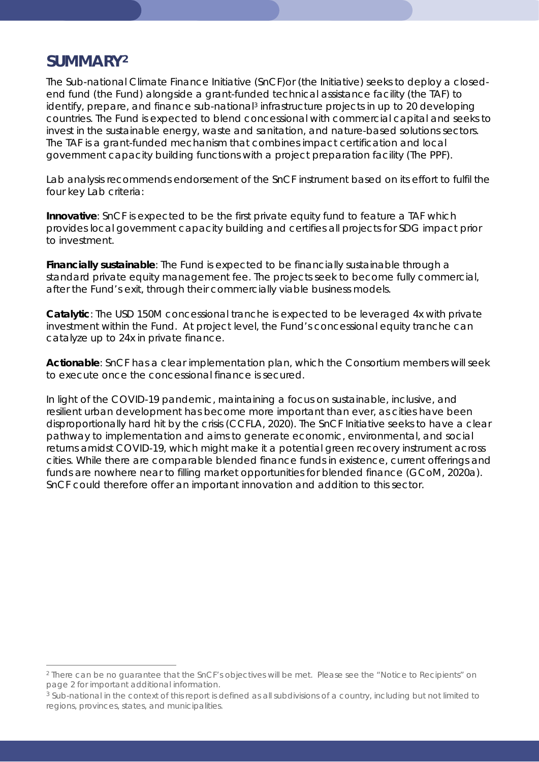# SUMMARY[2]

The Sub-national Climate Finance Initiative (SnCF)or (the Initiative) seeks to deploy a closed-end fund (the Fund) alongside a grant-funded technical assistance facility (the TAF) to identify, prepare, and finance sub-national[3] infrastructure projects in up to 20 developing countries. The Fund is expected to blend concessional with commercial capital and seeks to invest in the sustainable energy, waste and sanitation, and nature-based solutions sectors. The TAF is a grant-funded mechanism that combines impact certification and local government capacity building functions with a project preparation facility (The PPF).

Lab analysis recommends endorsement of the SnCF instrument based on its effort to fulfil the four key Lab criteria:

**Innovative**: SnCF is expected to be the first private equity fund to feature a TAF which provides local government capacity building and certifies all projects for SDG impact prior to investment.

**Financially sustainable**: The Fund is expected to be financially sustainable through a standard private equity management fee. The projects seek to become fully commercial, after the Fund's exit, through their commercially viable business models.

**Catalytic**: The USD 150M concessional tranche is expected to be leveraged 4x with private investment within the Fund. At project level, the Fund's concessional equity tranche can catalyze up to 24x in private finance.

**Actionable**: SnCF has a clear implementation plan, which the Consortium members will seek to execute once the concessional finance is secured.

In light of the COVID-19 pandemic, maintaining a focus on sustainable, inclusive, and resilient urban development has become more important than ever, as cities have been disproportionally hard hit by the crisis (CCFLA, 2020). The SnCF Initiative seeks to have a clear pathway to implementation and aims to generate economic, environmental, and social returns amidst COVID-19, which might make it a potential green recovery instrument across cities. While there are comparable blended finance funds in existence, current offerings and funds are nowhere near to filling market opportunities for blended finance (GCoM, 2020a). SnCF could therefore offer an important innovation and addition to this sector.

---

[2] There can be no guarantee that the SnCF's objectives will be met. Please see the "Notice to Recipients" on page 2 for important additional information.

[3] Sub-national in the context of this report is defined as all subdivisions of a country, including but not limited to regions, provinces, states, and municipalities.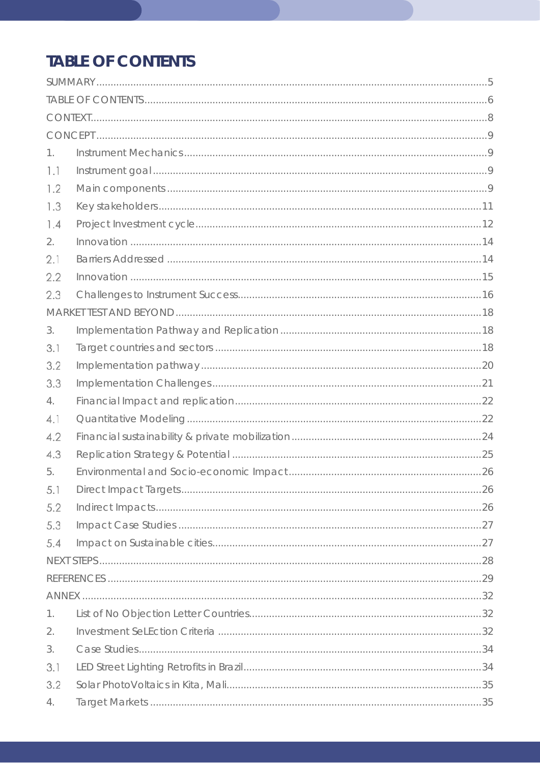# TABLE OF CONTENTS

SUMMARY.....5
TABLE OF CONTENTS.....6
CONTEXT.....8
CONCEPT.....9
1. Instrument Mechanics.....9
1.1 Instrument goal.....9
1.2 Main components.....9
1.3 Key stakeholders.....11
1.4 Project Investment cycle.....12
2. Innovation.....14
2.1 Barriers Addressed.....14
2.2 Innovation.....15
2.3 Challenges to Instrument Success.....16
MARKET TEST AND BEYOND.....18
3. Implementation Pathway and Replication.....18
3.1 Target countries and sectors.....18
3.2 Implementation pathway.....20
3.3 Implementation Challenges.....21
4. Financial Impact and replication.....22
4.1 Quantitative Modeling.....22
4.2 Financial sustainability & private mobilization.....24
4.3 Replication Strategy & Potential.....25
5. Environmental and Socio-economic Impact.....26
5.1 Direct Impact Targets.....26
5.2 Indirect Impacts.....26
5.3 Impact Case Studies.....27
5.4 Impact on Sustainable cities.....27
NEXT STEPS.....28
REFERENCES.....29
ANNEX.....32
1. List of No Objection Letter Countries.....32
2. Investment SeLEction Criteria.....32
3. Case Studies.....34
3.1 LED Street Lighting Retrofits in Brazil.....34
3.2 Solar PhotoVoltaics in Kita, Mali.....35
4. Target Markets.....35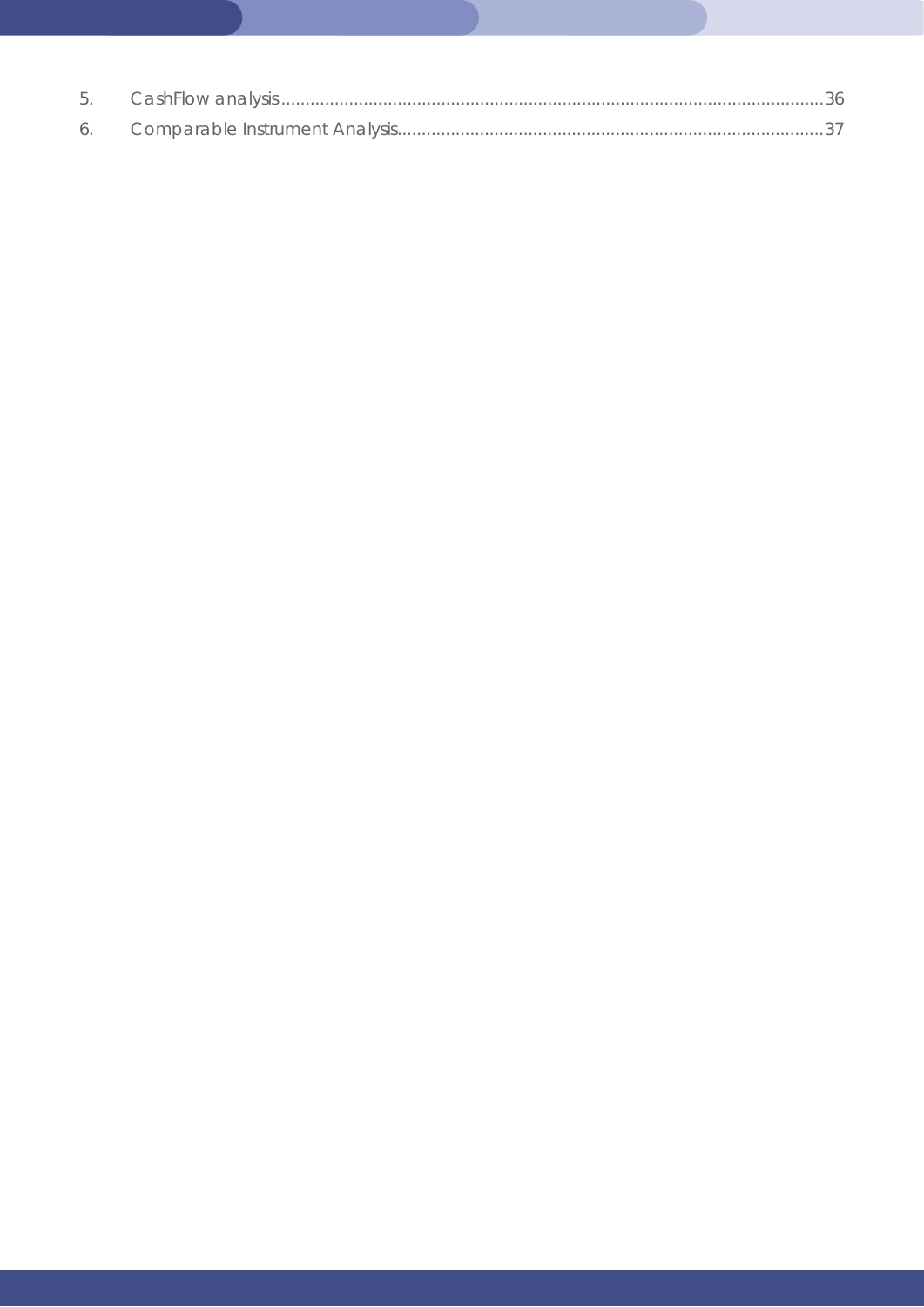5. CashFlow analysis....................................................................................................................36
6. Comparable Instrument Analysis.....................................................................................37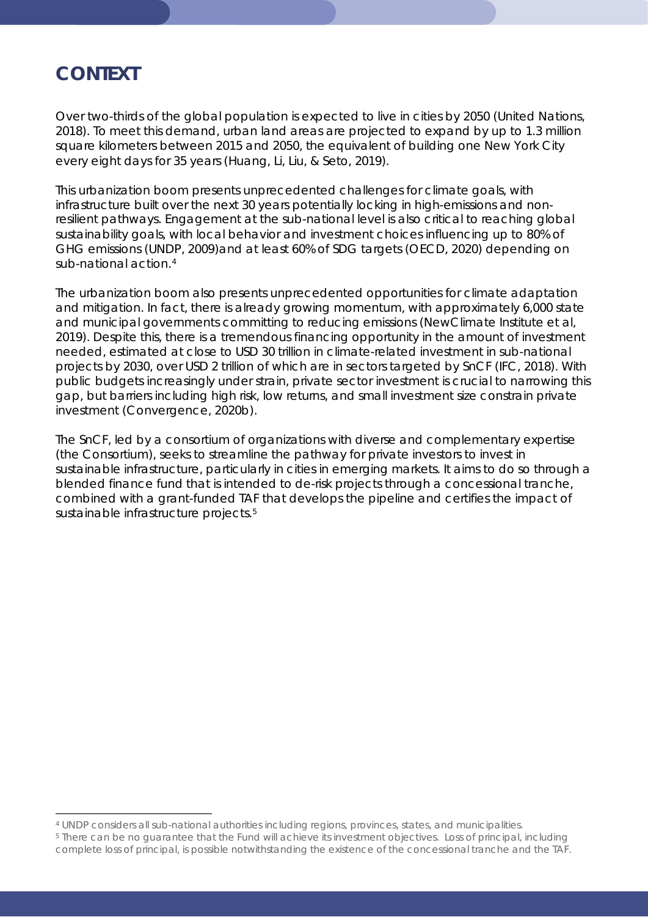# CONTEXT

Over two-thirds of the global population is expected to live in cities by 2050 (United Nations, 2018). To meet this demand, urban land areas are projected to expand by up to 1.3 million square kilometers between 2015 and 2050, the equivalent of building one New York City every eight days for 35 years (Huang, Li, Liu, & Seto, 2019).

This urbanization boom presents unprecedented challenges for climate goals, with infrastructure built over the next 30 years potentially locking in high-emissions and non-resilient pathways. Engagement at the sub-national level is also critical to reaching global sustainability goals, with local behavior and investment choices influencing up to 80% of GHG emissions (UNDP, 2009)and at least 60% of SDG targets (OECD, 2020) depending on sub-national action.[4]

The urbanization boom also presents unprecedented opportunities for climate adaptation and mitigation. In fact, there is already growing momentum, with approximately 6,000 state and municipal governments committing to reducing emissions (NewClimate Institute et al, 2019). Despite this, there is a tremendous financing opportunity in the amount of investment needed, estimated at close to USD 30 trillion in climate-related investment in sub-national projects by 2030, over USD 2 trillion of which are in sectors targeted by SnCF (IFC, 2018). With public budgets increasingly under strain, private sector investment is crucial to narrowing this gap, but barriers including high risk, low returns, and small investment size constrain private investment (Convergence, 2020b).

The SnCF, led by a consortium of organizations with diverse and complementary expertise (the Consortium), seeks to streamline the pathway for private investors to invest in sustainable infrastructure, particularly in cities in emerging markets. It aims to do so through a blended finance fund that is intended to de-risk projects through a concessional tranche, combined with a grant-funded TAF that develops the pipeline and certifies the impact of sustainable infrastructure projects.[5]

---

[4] UNDP considers all sub-national authorities including regions, provinces, states, and municipalities.

[5] There can be no guarantee that the Fund will achieve its investment objectives. Loss of principal, including complete loss of principal, is possible notwithstanding the existence of the concessional tranche and the TAF.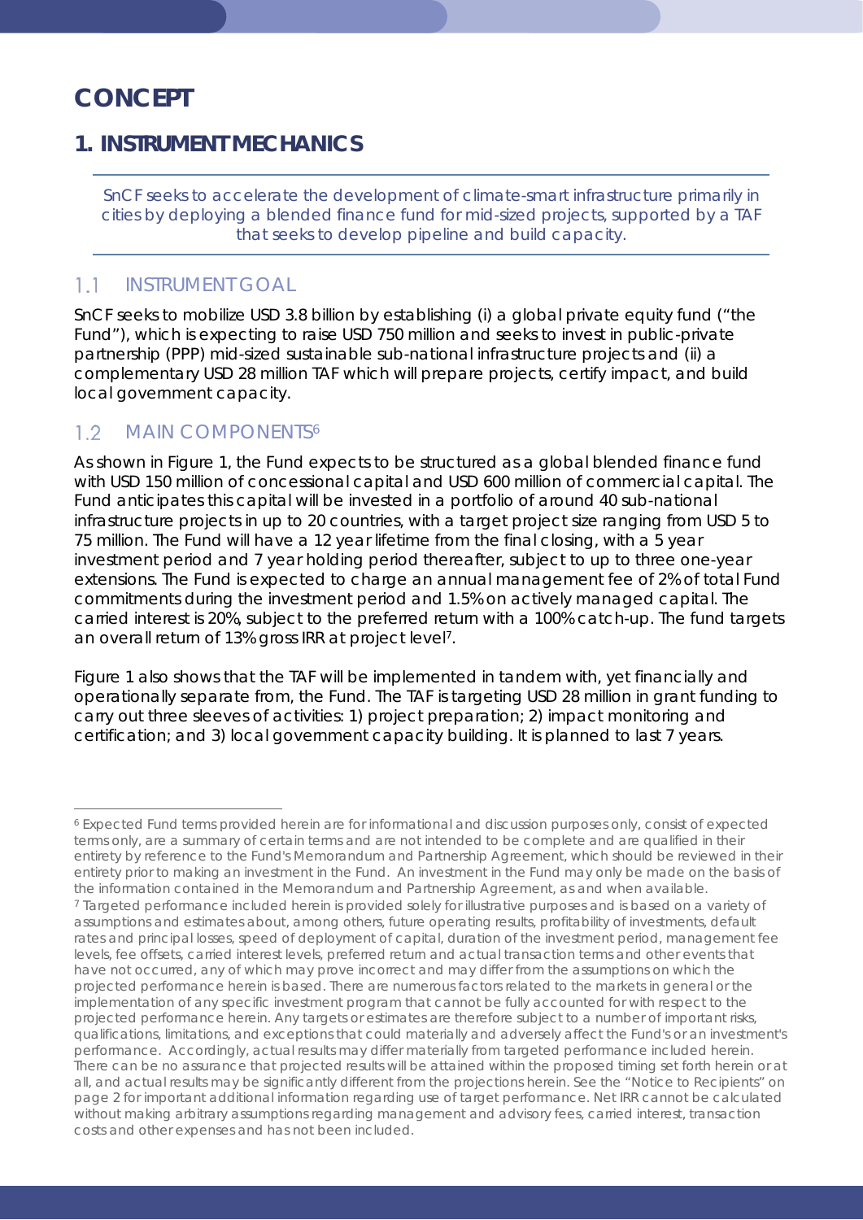# CONCEPT

## 1. INSTRUMENT MECHANICS

SnCF seeks to accelerate the development of climate-smart infrastructure primarily in cities by deploying a blended finance fund for mid-sized projects, supported by a TAF that seeks to develop pipeline and build capacity.

### 1.1 INSTRUMENT GOAL

SnCF seeks to mobilize USD 3.8 billion by establishing (i) a global private equity fund ("the Fund"), which is expecting to raise USD 750 million and seeks to invest in public-private partnership (PPP) mid-sized sustainable sub-national infrastructure projects and (ii) a complementary USD 28 million TAF which will prepare projects, certify impact, and build local government capacity.

### 1.2 MAIN COMPONENTS[6]

As shown in Figure 1, the Fund expects to be structured as a global blended finance fund with USD 150 million of concessional capital and USD 600 million of commercial capital. The Fund anticipates this capital will be invested in a portfolio of around 40 sub-national infrastructure projects in up to 20 countries, with a target project size ranging from USD 5 to 75 million. The Fund will have a 12 year lifetime from the final closing, with a 5 year investment period and 7 year holding period thereafter, subject to up to three one-year extensions. The Fund is expected to charge an annual management fee of 2% of total Fund commitments during the investment period and 1.5% on actively managed capital. The carried interest is 20%, subject to the preferred return with a 100% catch-up. The fund targets an overall return of 13% gross IRR at project level[7].

Figure 1 also shows that the TAF will be implemented in tandem with, yet financially and operationally separate from, the Fund. The TAF is targeting USD 28 million in grant funding to carry out three sleeves of activities: 1) project preparation; 2) impact monitoring and certification; and 3) local government capacity building. It is planned to last 7 years.

---

[6] Expected Fund terms provided herein are for informational and discussion purposes only, consist of expected terms only, are a summary of certain terms and are not intended to be complete and are qualified in their entirety by reference to the Fund's Memorandum and Partnership Agreement, which should be reviewed in their entirety prior to making an investment in the Fund. An investment in the Fund may only be made on the basis of the information contained in the Memorandum and Partnership Agreement, as and when available.

[7] Targeted performance included herein is provided solely for illustrative purposes and is based on a variety of assumptions and estimates about, among others, future operating results, profitability of investments, default rates and principal losses, speed of deployment of capital, duration of the investment period, management fee levels, fee offsets, carried interest levels, preferred return and actual transaction terms and other events that have not occurred, any of which may prove incorrect and may differ from the assumptions on which the projected performance herein is based. There are numerous factors related to the markets in general or the implementation of any specific investment program that cannot be fully accounted for with respect to the projected performance herein. Any targets or estimates are therefore subject to a number of important risks, qualifications, limitations, and exceptions that could materially and adversely affect the Fund's or an investment's performance. Accordingly, actual results may differ materially from targeted performance included herein. There can be no assurance that projected results will be attained within the proposed timing set forth herein or at all, and actual results may be significantly different from the projections herein. See the "Notice to Recipients" on page 2 for important additional information regarding use of target performance. Net IRR cannot be calculated without making arbitrary assumptions regarding management and advisory fees, carried interest, transaction costs and other expenses and has not been included.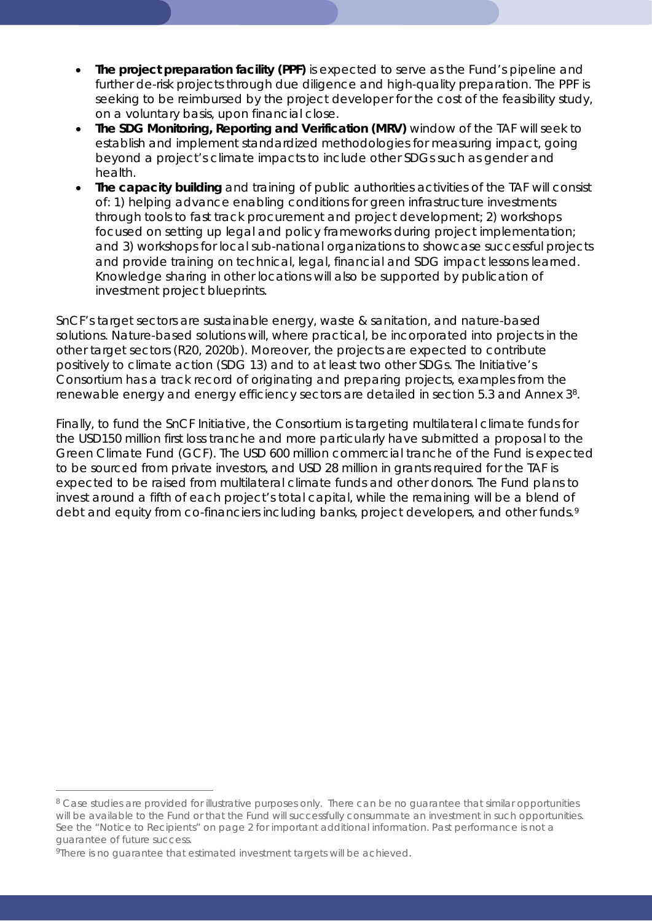- **The project preparation facility (PPF)** is expected to serve as the Fund's pipeline and further de-risk projects through due diligence and high-quality preparation. The PPF is seeking to be reimbursed by the project developer for the cost of the feasibility study, on a voluntary basis, upon financial close.
- **The SDG Monitoring, Reporting and Verification (MRV)** window of the TAF will seek to establish and implement standardized methodologies for measuring impact, going beyond a project's climate impacts to include other SDGs such as gender and health.
- **The capacity building** and training of public authorities activities of the TAF will consist of: 1) helping advance enabling conditions for green infrastructure investments through tools to fast track procurement and project development; 2) workshops focused on setting up legal and policy frameworks during project implementation; and 3) workshops for local sub-national organizations to showcase successful projects and provide training on technical, legal, financial and SDG impact lessons learned. Knowledge sharing in other locations will also be supported by publication of investment project blueprints.

SnCF's target sectors are sustainable energy, waste & sanitation, and nature-based solutions. Nature-based solutions will, where practical, be incorporated into projects in the other target sectors (R20, 2020b). Moreover, the projects are expected to contribute positively to climate action (SDG 13) and to at least two other SDGs. The Initiative's Consortium has a track record of originating and preparing projects, examples from the renewable energy and energy efficiency sectors are detailed in section 5.3 and Annex 3[8].

Finally, to fund the SnCF Initiative, the Consortium is targeting multilateral climate funds for the USD150 million first loss tranche and more particularly have submitted a proposal to the Green Climate Fund (GCF). The USD 600 million commercial tranche of the Fund is expected to be sourced from private investors, and USD 28 million in grants required for the TAF is expected to be raised from multilateral climate funds and other donors. The Fund plans to invest around a fifth of each project's total capital, while the remaining will be a blend of debt and equity from co-financiers including banks, project developers, and other funds.[9]

---

[8] Case studies are provided for illustrative purposes only. There can be no guarantee that similar opportunities will be available to the Fund or that the Fund will successfully consummate an investment in such opportunities. See the "Notice to Recipients" on page 2 for important additional information. Past performance is not a guarantee of future success.

[9] There is no guarantee that estimated investment targets will be achieved.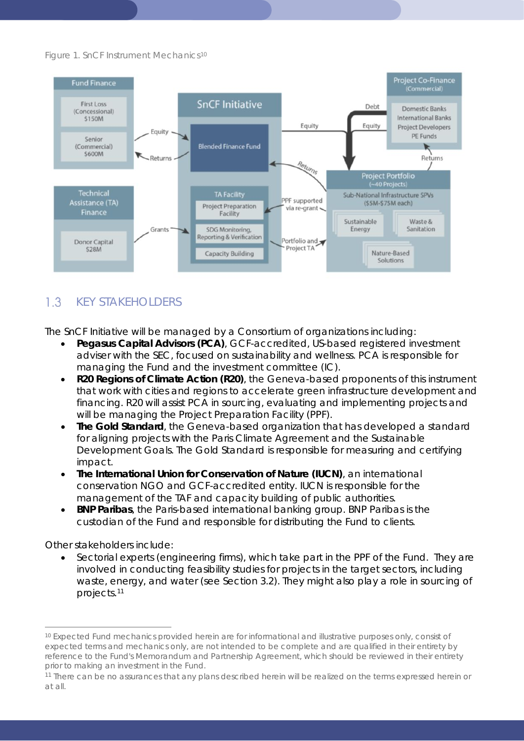Figure 1. SnCF Instrument Mechanics[10]

## 1.3 KEY STAKEHOLDERS

The SnCF Initiative will be managed by a Consortium of organizations including:

- **Pegasus Capital Advisors (PCA)**, GCF-accredited, US-based registered investment adviser with the SEC, focused on sustainability and wellness. PCA is responsible for managing the Fund and the investment committee (IC).
- **R20 Regions of Climate Action (R20)**, the Geneva-based proponents of this instrument that work with cities and regions to accelerate green infrastructure development and financing. R20 will assist PCA in sourcing, evaluating and implementing projects and will be managing the Project Preparation Facility (PPF).
- **The Gold Standard**, the Geneva-based organization that has developed a standard for aligning projects with the Paris Climate Agreement and the Sustainable Development Goals. The Gold Standard is responsible for measuring and certifying impact.
- **The International Union for Conservation of Nature (IUCN)**, an international conservation NGO and GCF-accredited entity. IUCN is responsible for the management of the TAF and capacity building of public authorities.
- **BNP Paribas**, the Paris-based international banking group. BNP Paribas is the custodian of the Fund and responsible for distributing the Fund to clients.

Other stakeholders include:

- Sectorial experts (engineering firms), which take part in the PPF of the Fund. They are involved in conducting feasibility studies for projects in the target sectors, including waste, energy, and water (see Section 3.2). They might also play a role in sourcing of projects.[11]

---

[10] Expected Fund mechanics provided herein are for informational and illustrative purposes only, consist of expected terms and mechanics only, are not intended to be complete and are qualified in their entirety by reference to the Fund's Memorandum and Partnership Agreement, which should be reviewed in their entirety prior to making an investment in the Fund.

[11] There can be no assurances that any plans described herein will be realized on the terms expressed herein or at all.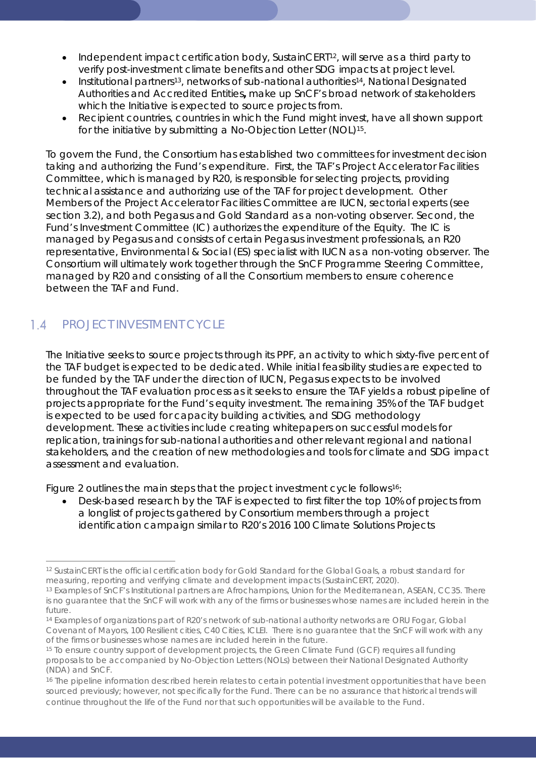- Independent impact certification body, SustainCERT[12], will serve as a third party to verify post-investment climate benefits and other SDG impacts at project level.
- Institutional partners[13], networks of sub-national authorities[14], National Designated Authorities and Accredited Entities**,** make up SnCF's broad network of stakeholders which the Initiative is expected to source projects from.
- Recipient countries, countries in which the Fund might invest, have all shown support for the initiative by submitting a No-Objection Letter (NOL)[15].

To govern the Fund, the Consortium has established two committees for investment decision taking and authorizing the Fund's expenditure. First, the TAF's Project Accelerator Facilities Committee, which is managed by R20, is responsible for selecting projects, providing technical assistance and authorizing use of the TAF for project development. Other Members of the Project Accelerator Facilities Committee are IUCN, sectorial experts (see section 3.2), and both Pegasus and Gold Standard as a non-voting observer. Second, the Fund's Investment Committee (IC) authorizes the expenditure of the Equity. The IC is managed by Pegasus and consists of certain Pegasus investment professionals, an R20 representative, Environmental & Social (ES) specialist with IUCN as a non-voting observer. The Consortium will ultimately work together through the SnCF Programme Steering Committee, managed by R20 and consisting of all the Consortium members to ensure coherence between the TAF and Fund.

## 1.4 PROJECT INVESTMENT CYCLE

The Initiative seeks to source projects through its PPF, an activity to which sixty-five percent of the TAF budget is expected to be dedicated. While initial feasibility studies are expected to be funded by the TAF under the direction of IUCN, Pegasus expects to be involved throughout the TAF evaluation process as it seeks to ensure the TAF yields a robust pipeline of projects appropriate for the Fund's equity investment. The remaining 35% of the TAF budget is expected to be used for capacity building activities, and SDG methodology development. These activities include creating whitepapers on successful models for replication, trainings for sub-national authorities and other relevant regional and national stakeholders, and the creation of new methodologies and tools for climate and SDG impact assessment and evaluation.

Figure 2 outlines the main steps that the project investment cycle follows[16]:

- Desk-based research by the TAF is expected to first filter the top 10% of projects from a longlist of projects gathered by Consortium members through a project identification campaign similar to R20's 2016 100 Climate Solutions Projects

---

[12] SustainCERT is the official certification body for Gold Standard for the Global Goals, a robust standard for measuring, reporting and verifying climate and development impacts (SustainCERT, 2020).

[13] Examples of SnCF's Institutional partners are Afrochampions, Union for the Mediterranean, ASEAN, CC35. There is no guarantee that the SnCF will work with any of the firms or businesses whose names are included herein in the future.

[14] Examples of organizations part of R20's network of sub-national authority networks are ORU Fogar, Global Covenant of Mayors, 100 Resilient cities, C40 Cities, ICLEI. There is no guarantee that the SnCF will work with any of the firms or businesses whose names are included herein in the future.

[15] To ensure country support of development projects, the Green Climate Fund (GCF) requires all funding proposals to be accompanied by No-Objection Letters (NOLs) between their National Designated Authority (NDA) and SnCF.

[16] The pipeline information described herein relates to certain potential investment opportunities that have been sourced previously; however, not specifically for the Fund. There can be no assurance that historical trends will continue throughout the life of the Fund nor that such opportunities will be available to the Fund.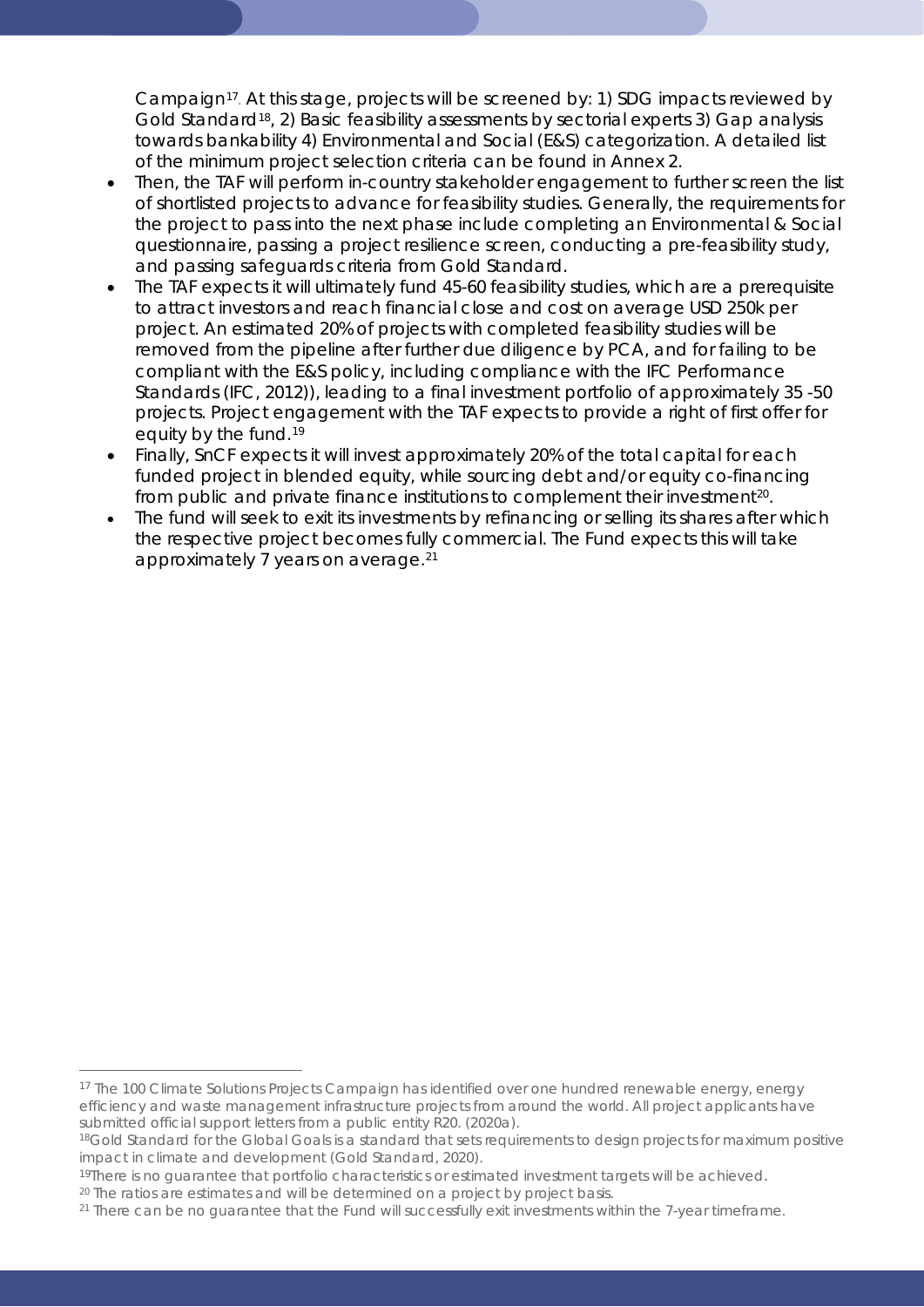Campaign[17]. At this stage, projects will be screened by: 1) SDG impacts reviewed by Gold Standard[18], 2) Basic feasibility assessments by sectorial experts 3) Gap analysis towards bankability 4) Environmental and Social (E&S) categorization. A detailed list of the minimum project selection criteria can be found in Annex 2.

- Then, the TAF will perform in-country stakeholder engagement to further screen the list of shortlisted projects to advance for feasibility studies. Generally, the requirements for the project to pass into the next phase include completing an Environmental & Social questionnaire, passing a project resilience screen, conducting a pre-feasibility study, and passing safeguards criteria from Gold Standard.
- The TAF expects it will ultimately fund 45-60 feasibility studies, which are a prerequisite to attract investors and reach financial close and cost on average USD 250k per project. An estimated 20% of projects with completed feasibility studies will be removed from the pipeline after further due diligence by PCA, and for failing to be compliant with the E&S policy, including compliance with the IFC Performance Standards (IFC, 2012)), leading to a final investment portfolio of approximately 35 -50 projects. Project engagement with the TAF expects to provide a right of first offer for equity by the fund.[19]
- Finally, SnCF expects it will invest approximately 20% of the total capital for each funded project in blended equity, while sourcing debt and/or equity co-financing from public and private finance institutions to complement their investment[20].
- The fund will seek to exit its investments by refinancing or selling its shares after which the respective project becomes fully commercial. The Fund expects this will take approximately 7 years on average.[21]

---

[17] The 100 Climate Solutions Projects Campaign has identified over one hundred renewable energy, energy efficiency and waste management infrastructure projects from around the world. All project applicants have submitted official support letters from a public entity R20. (2020a).

[18] Gold Standard for the Global Goals is a standard that sets requirements to design projects for maximum positive impact in climate and development (Gold Standard, 2020).

[19] There is no guarantee that portfolio characteristics or estimated investment targets will be achieved.

[20] The ratios are estimates and will be determined on a project by project basis.

[21] There can be no guarantee that the Fund will successfully exit investments within the 7-year timeframe.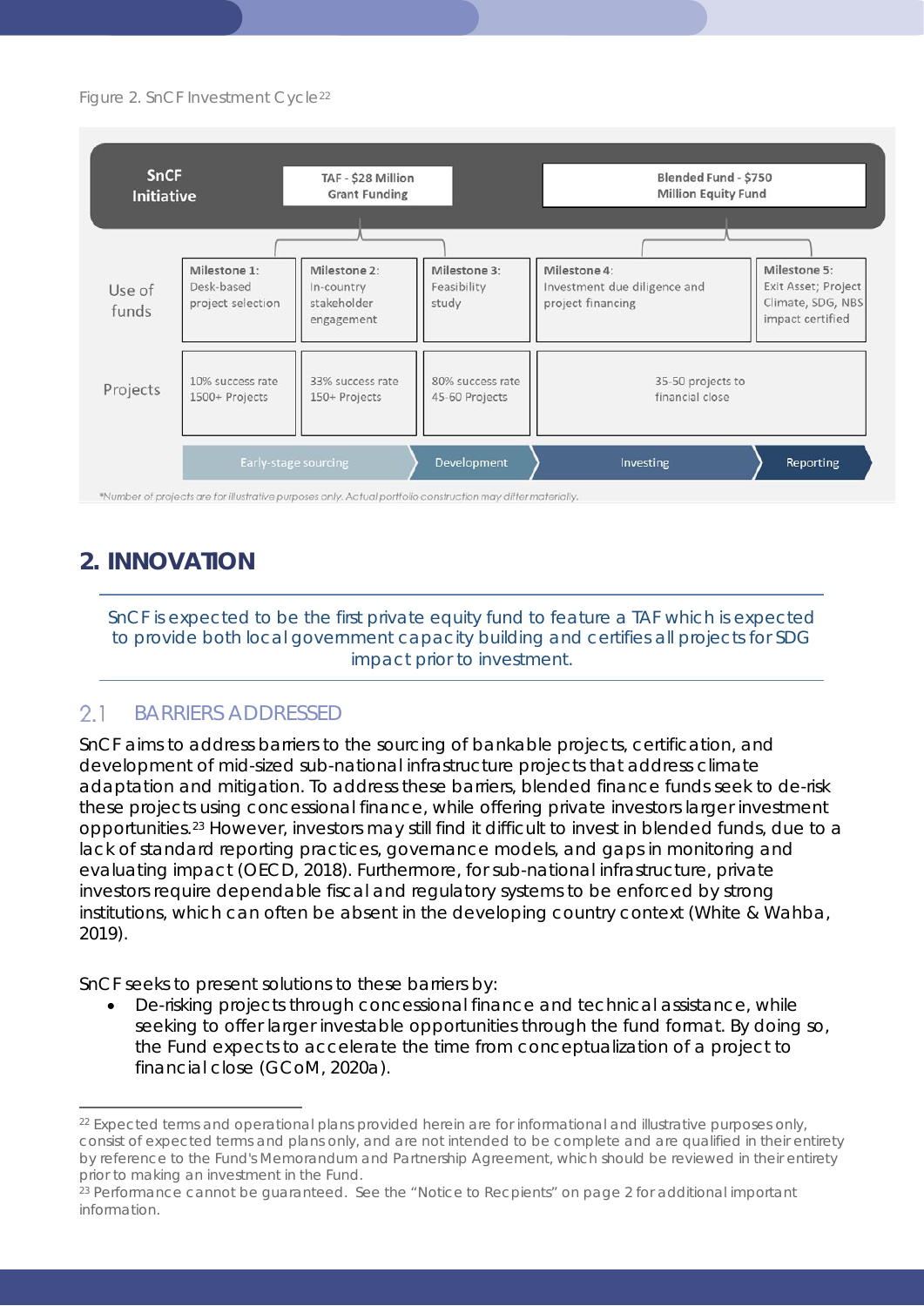Figure 2. SnCF Investment Cycle[22]

| SnCF Initiative | TAF - $28 Million Grant Funding | | | Blended Fund - $750 Million Equity Fund | |
|---|---|---|---|---|---|
| Use of funds | Milestone 1: Desk-based project selection | Milestone 2: In-country stakeholder engagement | Milestone 3: Feasibility study | Milestone 4: Investment due diligence and project financing | Milestone 5: Exit Asset; Project Climate, SDG, NBS impact certified |
| Projects | 10% success rate 1500+ Projects | 33% success rate 150+ Projects | 80% success rate 45-60 Projects | 35-50 projects to financial close | |
| | Early-stage sourcing | | Development | Investing | Reporting |

*Number of projects are for illustrative purposes only. Actual portfolio construction may differ materially.

## 2. INNOVATION

SnCF is expected to be the first private equity fund to feature a TAF which is expected to provide both local government capacity building and certifies all projects for SDG impact prior to investment.

### 2.1 BARRIERS ADDRESSED

SnCF aims to address barriers to the sourcing of bankable projects, certification, and development of mid-sized sub-national infrastructure projects that address climate adaptation and mitigation. To address these barriers, blended finance funds seek to de-risk these projects using concessional finance, while offering private investors larger investment opportunities.[23] However, investors may still find it difficult to invest in blended funds, due to a lack of standard reporting practices, governance models, and gaps in monitoring and evaluating impact (OECD, 2018). Furthermore, for sub-national infrastructure, private investors require dependable fiscal and regulatory systems to be enforced by strong institutions, which can often be absent in the developing country context (White & Wahba, 2019).

SnCF seeks to present solutions to these barriers by:

- De-risking projects through concessional finance and technical assistance, while seeking to offer larger investable opportunities through the fund format. By doing so, the Fund expects to accelerate the time from conceptualization of a project to financial close (GCoM, 2020a).

---

[22] Expected terms and operational plans provided herein are for informational and illustrative purposes only, consist of expected terms and plans only, and are not intended to be complete and are qualified in their entirety by reference to the Fund's Memorandum and Partnership Agreement, which should be reviewed in their entirety prior to making an investment in the Fund.

[23] Performance cannot be guaranteed. See the "Notice to Recipients" on page 2 for additional important information.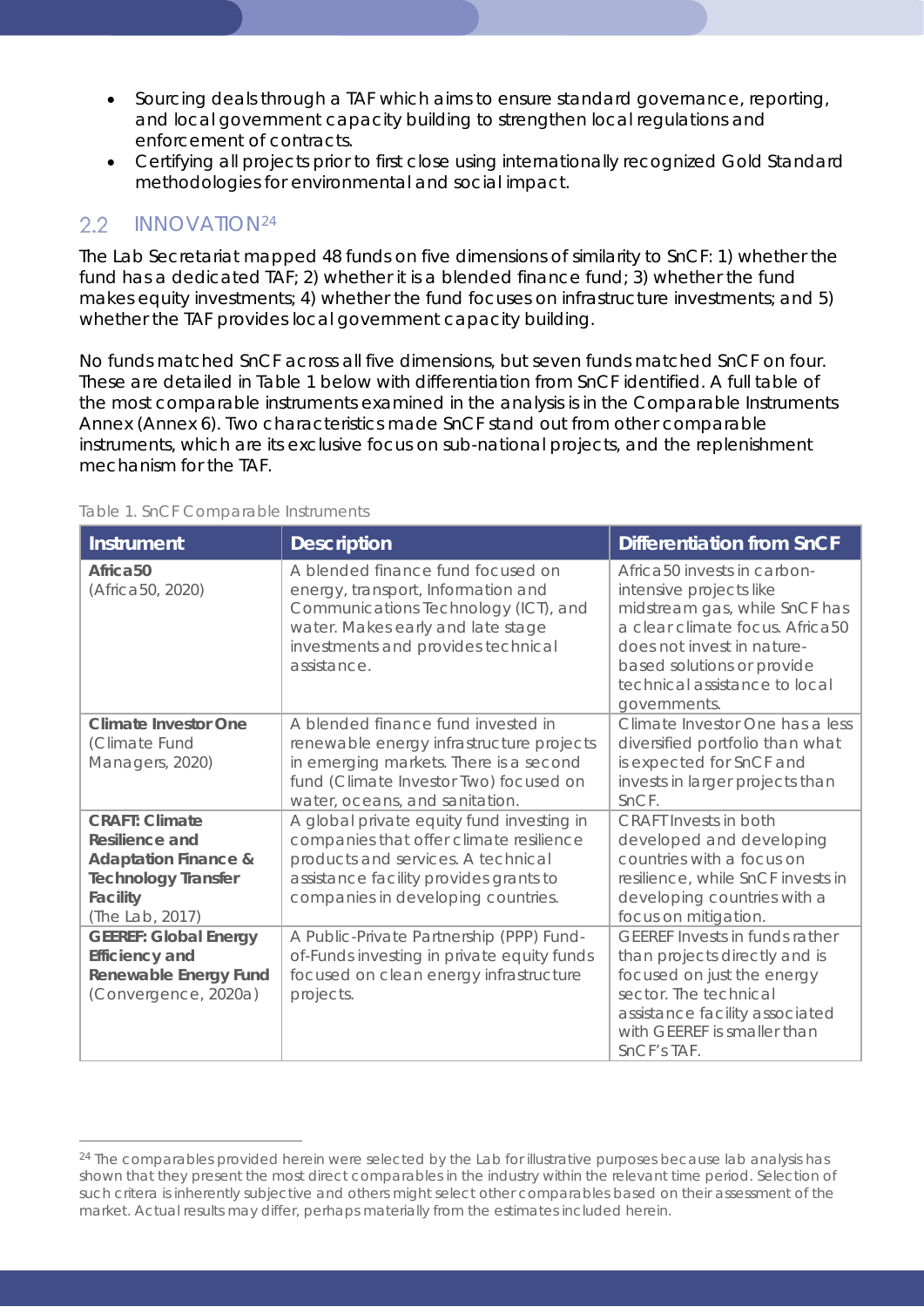- Sourcing deals through a TAF which aims to ensure standard governance, reporting, and local government capacity building to strengthen local regulations and enforcement of contracts.
- Certifying all projects prior to first close using internationally recognized Gold Standard methodologies for environmental and social impact.

## 2.2 INNOVATION[24]

The Lab Secretariat mapped 48 funds on five dimensions of similarity to SnCF: 1) whether the fund has a dedicated TAF; 2) whether it is a blended finance fund; 3) whether the fund makes equity investments; 4) whether the fund focuses on infrastructure investments; and 5) whether the TAF provides local government capacity building.

No funds matched SnCF across all five dimensions, but seven funds matched SnCF on four. These are detailed in Table 1 below with differentiation from SnCF identified. A full table of the most comparable instruments examined in the analysis is in the Comparable Instruments Annex (Annex 6). Two characteristics made SnCF stand out from other comparable instruments, which are its exclusive focus on sub-national projects, and the replenishment mechanism for the TAF.

Table 1. SnCF Comparable Instruments

| Instrument | Description | Differentiation from SnCF |
|---|---|---|
| **Africa50** (Africa50, 2020) | A blended finance fund focused on energy, transport, Information and Communications Technology (ICT), and water. Makes early and late stage investments and provides technical assistance. | Africa50 invests in carbon-intensive projects like midstream gas, while SnCF has a clear climate focus. Africa50 does not invest in nature-based solutions or provide technical assistance to local governments. |
| **Climate Investor One** (Climate Fund Managers, 2020) | A blended finance fund invested in renewable energy infrastructure projects in emerging markets. There is a second fund (Climate Investor Two) focused on water, oceans, and sanitation. | Climate Investor One has a less diversified portfolio than what is expected for SnCF and invests in larger projects than SnCF. |
| **CRAFT: Climate Resilience and Adaptation Finance & Technology Transfer Facility** (The Lab, 2017) | A global private equity fund investing in companies that offer climate resilience products and services. A technical assistance facility provides grants to companies in developing countries. | CRAFT Invests in both developed and developing countries with a focus on resilience, while SnCF invests in developing countries with a focus on mitigation. |
| **GEEREF: Global Energy Efficiency and Renewable Energy Fund** (Convergence, 2020a) | A Public-Private Partnership (PPP) Fund-of-Funds investing in private equity funds focused on clean energy infrastructure projects. | GEEREF Invests in funds rather than projects directly and is focused on just the energy sector. The technical assistance facility associated with GEEREF is smaller than SnCF's TAF. |

[24] The comparables provided herein were selected by the Lab for illustrative purposes because lab analysis has shown that they present the most direct comparables in the industry within the relevant time period. Selection of such critera is inherently subjective and others might select other comparables based on their assessment of the market. Actual results may differ, perhaps materially from the estimates included herein.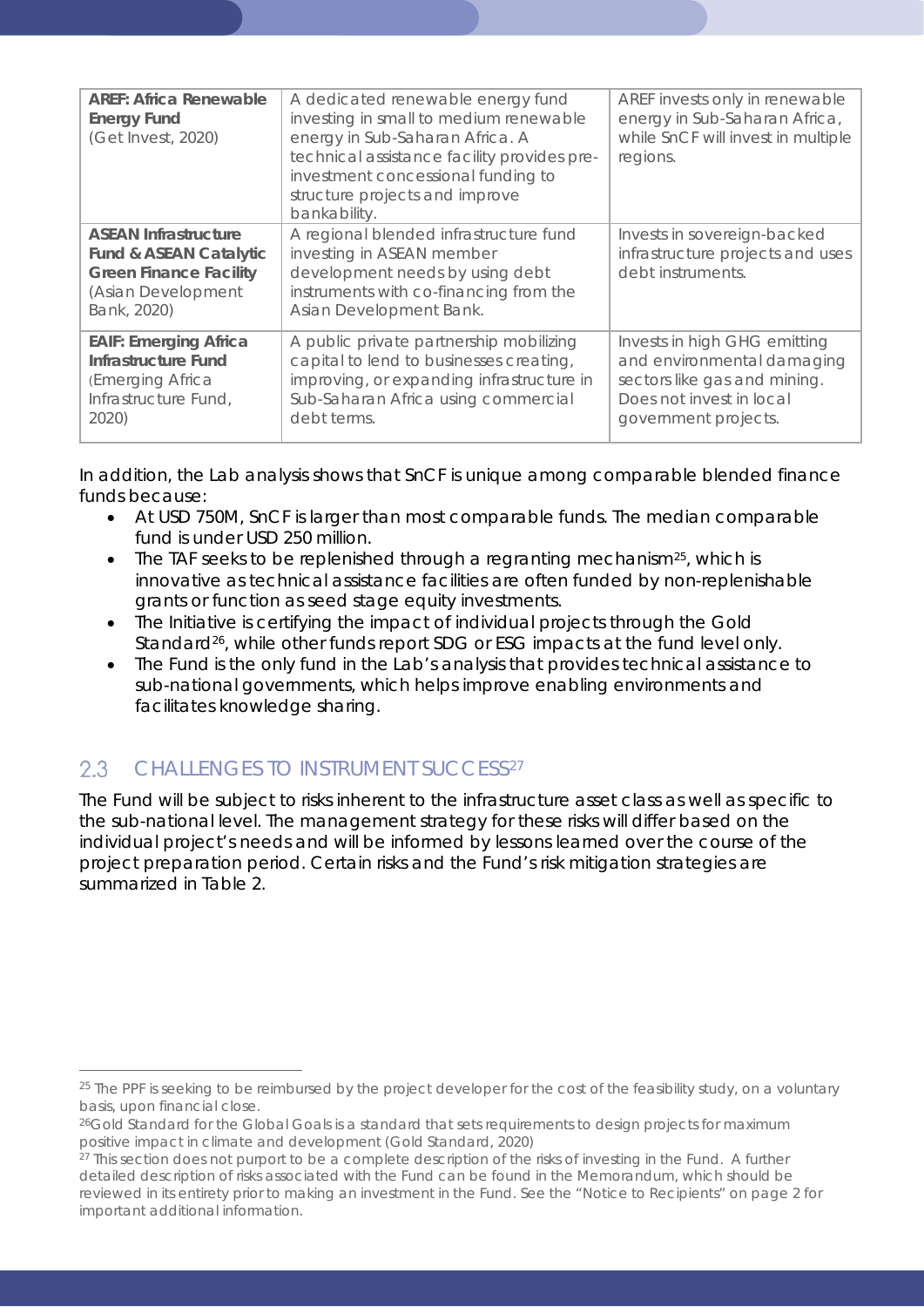| **AREF: Africa Renewable Energy Fund** (Get Invest, 2020) | A dedicated renewable energy fund investing in small to medium renewable energy in Sub-Saharan Africa. A technical assistance facility provides pre-investment concessional funding to structure projects and improve bankability. | AREF invests only in renewable energy in Sub-Saharan Africa, while SnCF will invest in multiple regions. |
|---|---|---|
| **ASEAN Infrastructure Fund & ASEAN Catalytic Green Finance Facility** (Asian Development Bank, 2020) | A regional blended infrastructure fund investing in ASEAN member development needs by using debt instruments with co-financing from the Asian Development Bank. | Invests in sovereign-backed infrastructure projects and uses debt instruments. |
| **EAIF: Emerging Africa Infrastructure Fund** (Emerging Africa Infrastructure Fund, 2020) | A public private partnership mobilizing capital to lend to businesses creating, improving, or expanding infrastructure in Sub-Saharan Africa using commercial debt terms. | Invests in high GHG emitting and environmental damaging sectors like gas and mining. Does not invest in local government projects. |

In addition, the Lab analysis shows that SnCF is unique among comparable blended finance funds because:

- At USD 750M, SnCF is larger than most comparable funds. The median comparable fund is under USD 250 million.
- The TAF seeks to be replenished through a regranting mechanism[25], which is innovative as technical assistance facilities are often funded by non-replenishable grants or function as seed stage equity investments.
- The Initiative is certifying the impact of individual projects through the Gold Standard[26], while other funds report SDG or ESG impacts at the fund level only.
- The Fund is the only fund in the Lab's analysis that provides technical assistance to sub-national governments, which helps improve enabling environments and facilitates knowledge sharing.

## 2.3 CHALLENGES TO INSTRUMENT SUCCESS[27]

The Fund will be subject to risks inherent to the infrastructure asset class as well as specific to the sub-national level. The management strategy for these risks will differ based on the individual project's needs and will be informed by lessons learned over the course of the project preparation period. Certain risks and the Fund's risk mitigation strategies are summarized in Table 2.

---

[25] The PPF is seeking to be reimbursed by the project developer for the cost of the feasibility study, on a voluntary basis, upon financial close.

[26] Gold Standard for the Global Goals is a standard that sets requirements to design projects for maximum positive impact in climate and development (Gold Standard, 2020)

[27] This section does not purport to be a complete description of the risks of investing in the Fund. A further detailed description of risks associated with the Fund can be found in the Memorandum, which should be reviewed in its entirety prior to making an investment in the Fund. See the "Notice to Recipients" on page 2 for important additional information.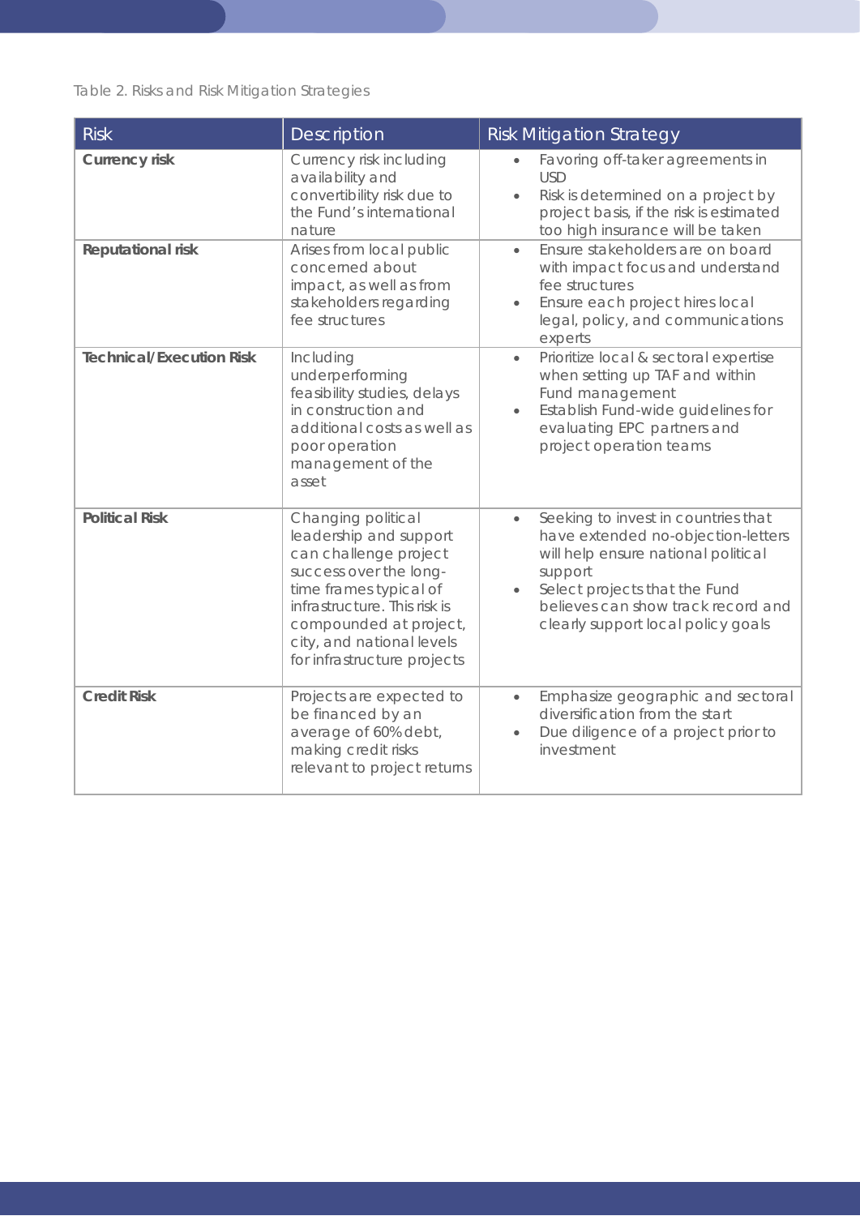Table 2. Risks and Risk Mitigation Strategies

| Risk | Description | Risk Mitigation Strategy |
| --- | --- | --- |
| **Currency risk** | Currency risk including availability and convertibility risk due to the Fund's international nature | • Favoring off-taker agreements in USD<br>• Risk is determined on a project by project basis, if the risk is estimated too high insurance will be taken |
| **Reputational risk** | Arises from local public concerned about impact, as well as from stakeholders regarding fee structures | • Ensure stakeholders are on board with impact focus and understand fee structures<br>• Ensure each project hires local legal, policy, and communications experts |
| **Technical/Execution Risk** | Including underperforming feasibility studies, delays in construction and additional costs as well as poor operation management of the asset | • Prioritize local & sectoral expertise when setting up TAF and within Fund management<br>• Establish Fund-wide guidelines for evaluating EPC partners and project operation teams |
| **Political Risk** | Changing political leadership and support can challenge project success over the long-time frames typical of infrastructure. This risk is compounded at project, city, and national levels for infrastructure projects | • Seeking to invest in countries that have extended no-objection-letters will help ensure national political support<br>• Select projects that the Fund believes can show track record and clearly support local policy goals |
| **Credit Risk** | Projects are expected to be financed by an average of 60% debt, making credit risks relevant to project returns | • Emphasize geographic and sectoral diversification from the start<br>• Due diligence of a project prior to investment |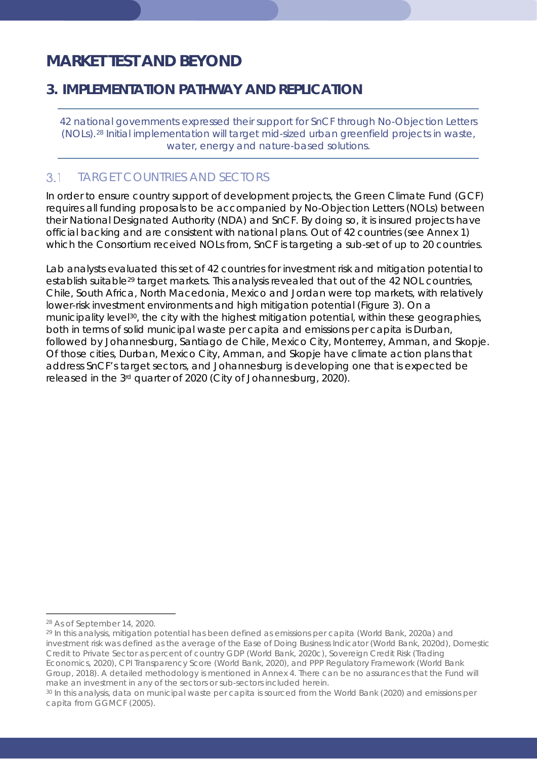# MARKET TEST AND BEYOND

## 3. IMPLEMENTATION PATHWAY AND REPLICATION

42 national governments expressed their support for SnCF through No-Objection Letters (NOLs).[28] Initial implementation will target mid-sized urban greenfield projects in waste, water, energy and nature-based solutions.

### 3.1 TARGET COUNTRIES AND SECTORS

In order to ensure country support of development projects, the Green Climate Fund (GCF) requires all funding proposals to be accompanied by No-Objection Letters (NOLs) between their National Designated Authority (NDA) and SnCF. By doing so, it is insured projects have official backing and are consistent with national plans. Out of 42 countries (see Annex 1) which the Consortium received NOLs from, SnCF is targeting a sub-set of up to 20 countries.

Lab analysts evaluated this set of 42 countries for investment risk and mitigation potential to establish suitable[29] target markets. This analysis revealed that out of the 42 NOL countries, Chile, South Africa, North Macedonia, Mexico and Jordan were top markets, with relatively lower-risk investment environments and high mitigation potential (Figure 3). On a municipality level[30], the city with the highest mitigation potential, within these geographies, both in terms of solid municipal waste per capita and emissions per capita is Durban, followed by Johannesburg, Santiago de Chile, Mexico City, Monterrey, Amman, and Skopje. Of those cities, Durban, Mexico City, Amman, and Skopje have climate action plans that address SnCF's target sectors, and Johannesburg is developing one that is expected be released in the 3rd quarter of 2020 (City of Johannesburg, 2020).

---

[28] As of September 14, 2020.

[29] In this analysis, mitigation potential has been defined as emissions per capita (World Bank, 2020a) and investment risk was defined as the average of the Ease of Doing Business Indicator (World Bank, 2020d), Domestic Credit to Private Sector as percent of country GDP (World Bank, 2020c), Sovereign Credit Risk (Trading Economics, 2020), CPI Transparency Score (World Bank, 2020), and PPP Regulatory Framework (World Bank Group, 2018). A detailed methodology is mentioned in Annex 4. There can be no assurances that the Fund will make an investment in any of the sectors or sub-sectors included herein.

[30] In this analysis, data on municipal waste per capita is sourced from the World Bank (2020) and emissions per capita from GGMCF (2005).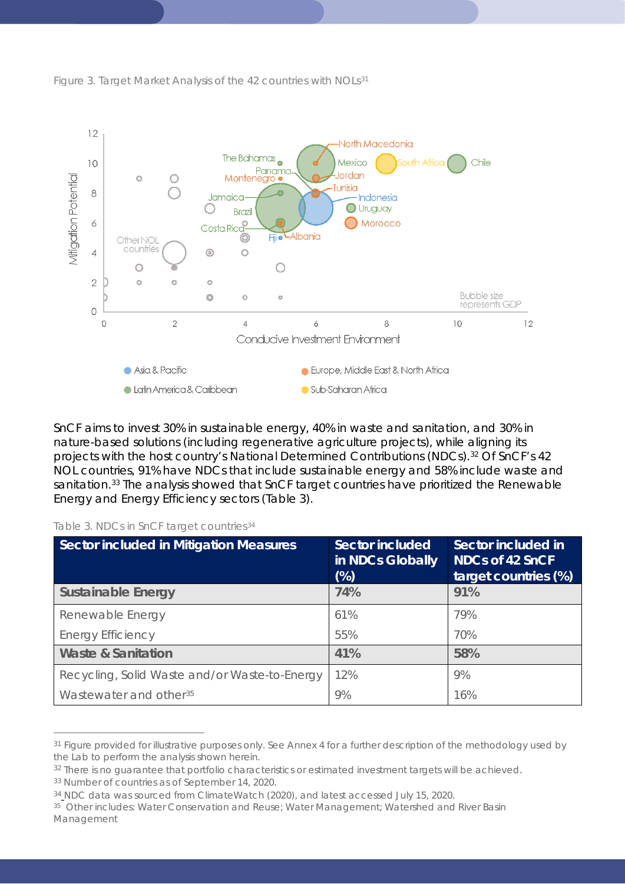Figure 3. Target Market Analysis of the 42 countries with NOLs[31]

SnCF aims to invest 30% in sustainable energy, 40% in waste and sanitation, and 30% in nature-based solutions (including regenerative agriculture projects), while aligning its projects with the host country's National Determined Contributions (NDCs).[32] Of SnCF's 42 NOL countries, 91% have NDCs that include sustainable energy and 58% include waste and sanitation.[33] The analysis showed that SnCF target countries have prioritized the Renewable Energy and Energy Efficiency sectors (Table 3).

Table 3. NDCs in SnCF target countries[34]

| Sector included in Mitigation Measures | Sector included in NDCs Globally (%) | Sector included in NDCs of 42 SnCF target countries (%) |
|---|---|---|
| **Sustainable Energy** | **74%** | **91%** |
| Renewable Energy | 61% | 79% |
| Energy Efficiency | 55% | 70% |
| **Waste & Sanitation** | **41%** | **58%** |
| Recycling, Solid Waste and/or Waste-to-Energy | 12% | 9% |
| Wastewater and other[35] | 9% | 16% |

---

[31] Figure provided for illustrative purposes only. See Annex 4 for a further description of the methodology used by the Lab to perform the analysis shown herein.

[32] There is no guarantee that portfolio characteristics or estimated investment targets will be achieved.

[33] Number of countries as of September 14, 2020.

[34] NDC data was sourced from ClimateWatch (2020), and latest accessed July 15, 2020.

[35] Other includes: Water Conservation and Reuse; Water Management; Watershed and River Basin Management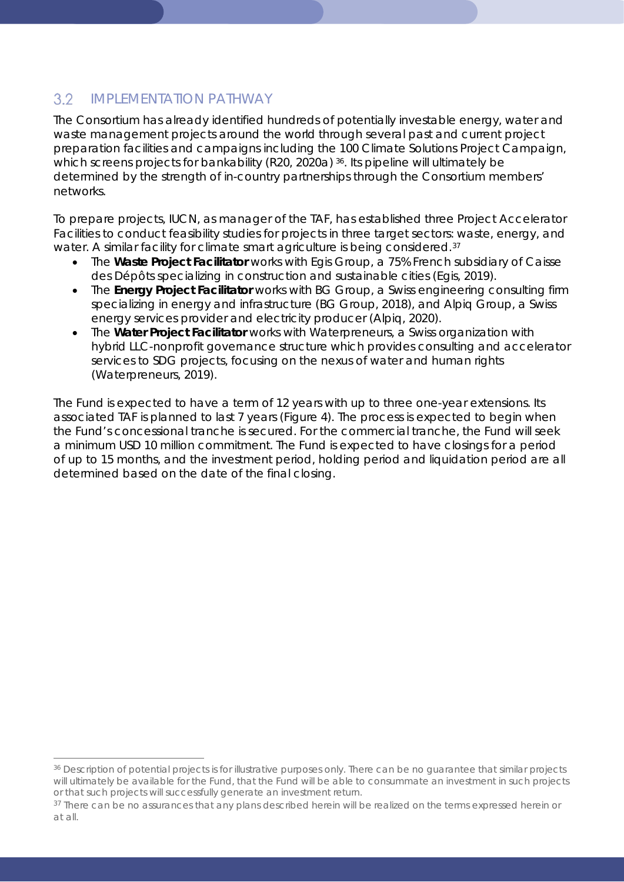## 3.2 IMPLEMENTATION PATHWAY

The Consortium has already identified hundreds of potentially investable energy, water and waste management projects around the world through several past and current project preparation facilities and campaigns including the 100 Climate Solutions Project Campaign, which screens projects for bankability (R20, 2020a) [36]. Its pipeline will ultimately be determined by the strength of in-country partnerships through the Consortium members' networks.

To prepare projects, IUCN, as manager of the TAF, has established three Project Accelerator Facilities to conduct feasibility studies for projects in three target sectors: waste, energy, and water. A similar facility for climate smart agriculture is being considered.[37]

- The **Waste Project Facilitator** works with Egis Group, a 75% French subsidiary of Caisse des Dépôts specializing in construction and sustainable cities (Egis, 2019).
- The **Energy Project Facilitator** works with BG Group, a Swiss engineering consulting firm specializing in energy and infrastructure (BG Group, 2018), and Alpiq Group, a Swiss energy services provider and electricity producer (Alpiq, 2020).
- The **Water Project Facilitator** works with Waterpreneurs, a Swiss organization with hybrid LLC-nonprofit governance structure which provides consulting and accelerator services to SDG projects, focusing on the nexus of water and human rights (Waterpreneurs, 2019).

The Fund is expected to have a term of 12 years with up to three one-year extensions. Its associated TAF is planned to last 7 years (Figure 4). The process is expected to begin when the Fund's concessional tranche is secured. For the commercial tranche, the Fund will seek a minimum USD 10 million commitment. The Fund is expected to have closings for a period of up to 15 months, and the investment period, holding period and liquidation period are all determined based on the date of the final closing.

[36] Description of potential projects is for illustrative purposes only. There can be no guarantee that similar projects will ultimately be available for the Fund, that the Fund will be able to consummate an investment in such projects or that such projects will successfully generate an investment return.

[37] There can be no assurances that any plans described herein will be realized on the terms expressed herein or at all.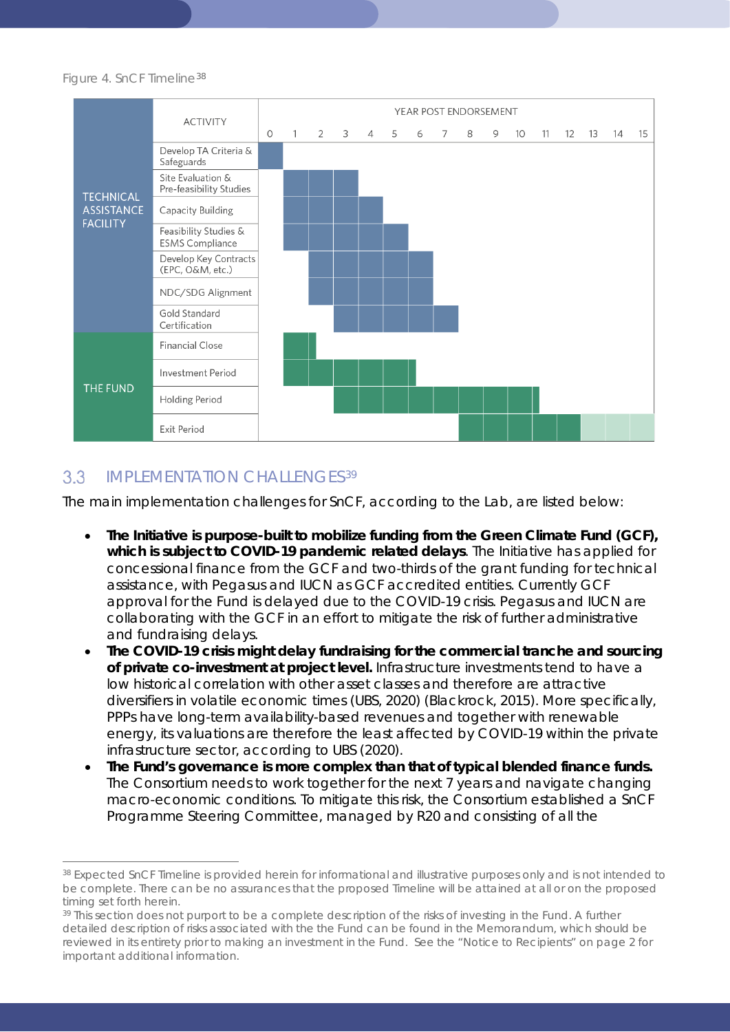Figure 4. SnCF Timeline[38]

| | ACTIVITY | 0 | 1 | 2 | 3 | 4 | 5 | 6 | 7 | 8 | 9 | 10 | 11 | 12 | 13 | 14 | 15 |
|---|---|---|---|---|---|---|---|---|---|---|---|---|---|---|---|---|---|
| TECHNICAL ASSISTANCE FACILITY | Develop TA Criteria & Safeguards | ■ | | | | | | | | | | | | | | | |
| | Site Evaluation & Pre-feasibility Studies | | ■ | ■ | ■ | | | | | | | | | | | | |
| | Capacity Building | | ■ | ■ | ■ | ■ | | | | | | | | | | | |
| | Feasibility Studies & ESMS Compliance | | ■ | ■ | ■ | ■ | ■ | | | | | | | | | | |
| | Develop Key Contracts (EPC, O&M, etc.) | | | ■ | ■ | ■ | ■ | ■ | | | | | | | | | |
| | NDC/SDG Alignment | | | ■ | ■ | ■ | ■ | ■ | | | | | | | | | |
| | Gold Standard Certification | | | | ■ | ■ | ■ | ■ | ■ | | | | | | | | |
| THE FUND | Financial Close | | ■ | ■ | | | | | | | | | | | | | |
| | Investment Period | | ■ | ■ | ■ | ■ | ■ | ■ | | | | | | | | | |
| | Holding Period | | | | ■ | ■ | ■ | ■ | ■ | ■ | ■ | ■ | ■ | | | | |
| | Exit Period | | | | | | | | | ■ | ■ | ■ | ■ | ■ | □ | □ | □ |

YEAR POST ENDORSEMENT

## 3.3 IMPLEMENTATION CHALLENGES[39]

The main implementation challenges for SnCF, according to the Lab, are listed below:

- **The Initiative is purpose-built to mobilize funding from the Green Climate Fund (GCF), which is subject to COVID-19 pandemic related delays**. The Initiative has applied for concessional finance from the GCF and two-thirds of the grant funding for technical assistance, with Pegasus and IUCN as GCF accredited entities. Currently GCF approval for the Fund is delayed due to the COVID-19 crisis. Pegasus and IUCN are collaborating with the GCF in an effort to mitigate the risk of further administrative and fundraising delays.
- **The COVID-19 crisis might delay fundraising for the commercial tranche and sourcing of private co-investment at project level.** Infrastructure investments tend to have a low historical correlation with other asset classes and therefore are attractive diversifiers in volatile economic times (UBS, 2020) (Blackrock, 2015). More specifically, PPPs have long-term availability-based revenues and together with renewable energy, its valuations are therefore the least affected by COVID-19 within the private infrastructure sector, according to UBS (2020).
- **The Fund's governance is more complex than that of typical blended finance funds.** The Consortium needs to work together for the next 7 years and navigate changing macro-economic conditions. To mitigate this risk, the Consortium established a SnCF Programme Steering Committee, managed by R20 and consisting of all the

[38] Expected SnCF Timeline is provided herein for informational and illustrative purposes only and is not intended to be complete. There can be no assurances that the proposed Timeline will be attained at all or on the proposed timing set forth herein.

[39] This section does not purport to be a complete description of the risks of investing in the Fund. A further detailed description of risks associated with the the Fund can be found in the Memorandum, which should be reviewed in its entirety prior to making an investment in the Fund. See the "Notice to Recipients" on page 2 for important additional information.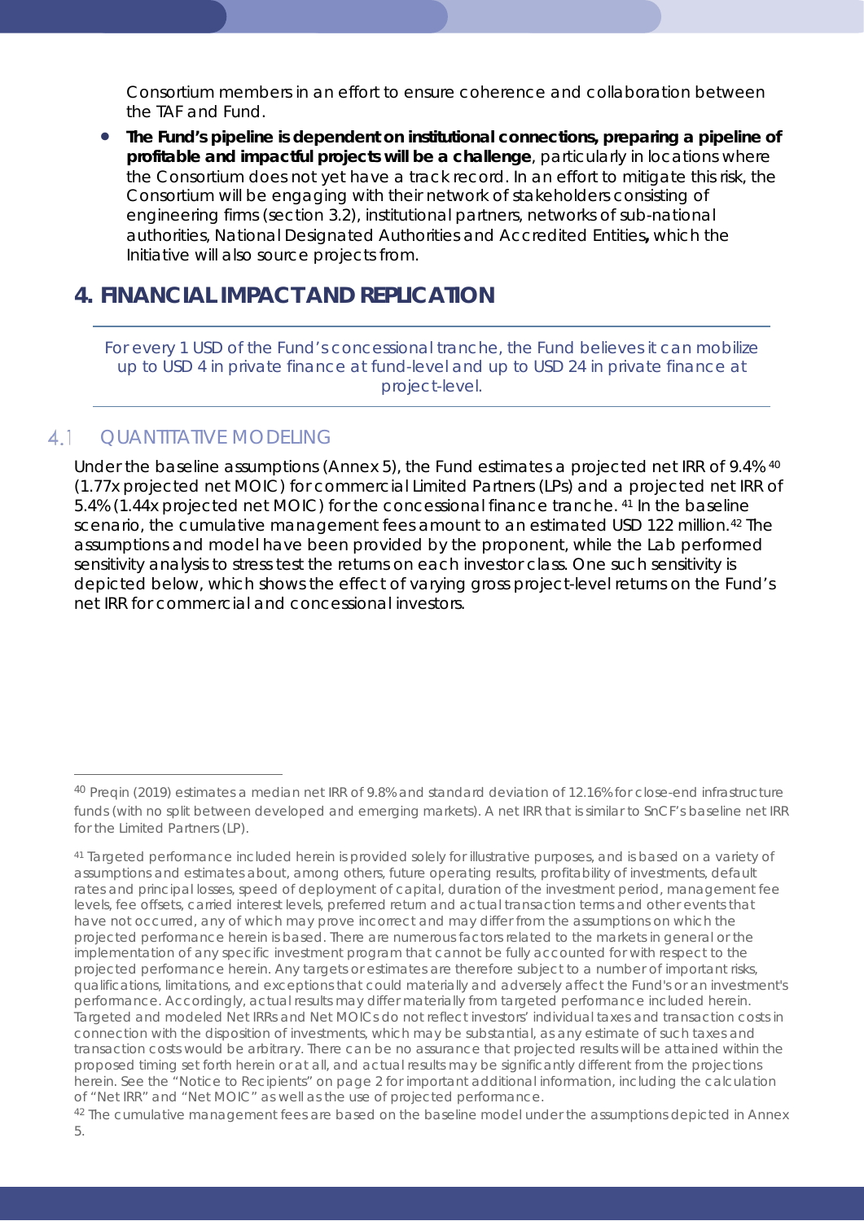Consortium members in an effort to ensure coherence and collaboration between the TAF and Fund.

- **The Fund's pipeline is dependent on institutional connections, preparing a pipeline of profitable and impactful projects will be a challenge**, particularly in locations where the Consortium does not yet have a track record. In an effort to mitigate this risk, the Consortium will be engaging with their network of stakeholders consisting of engineering firms (section 3.2), institutional partners, networks of sub-national authorities, National Designated Authorities and Accredited Entities**,** which the Initiative will also source projects from.

# 4. FINANCIAL IMPACT AND REPLICATION

For every 1 USD of the Fund's concessional tranche, the Fund believes it can mobilize up to USD 4 in private finance at fund-level and up to USD 24 in private finance at project-level.

## 4.1 QUANTITATIVE MODELING

Under the baseline assumptions (Annex 5), the Fund estimates a projected net IRR of 9.4%[40] (1.77x projected net MOIC) for commercial Limited Partners (LPs) and a projected net IRR of 5.4% (1.44x projected net MOIC) for the concessional finance tranche.[41] In the baseline scenario, the cumulative management fees amount to an estimated USD 122 million.[42] The assumptions and model have been provided by the proponent, while the Lab performed sensitivity analysis to stress test the returns on each investor class. One such sensitivity is depicted below, which shows the effect of varying gross project-level returns on the Fund's net IRR for commercial and concessional investors.

---

[40] Preqin (2019) estimates a median net IRR of 9.8% and standard deviation of 12.16% for close-end infrastructure funds (with no split between developed and emerging markets). A net IRR that is similar to SnCF's baseline net IRR for the Limited Partners (LP).

[41] Targeted performance included herein is provided solely for illustrative purposes, and is based on a variety of assumptions and estimates about, among others, future operating results, profitability of investments, default rates and principal losses, speed of deployment of capital, duration of the investment period, management fee levels, fee offsets, carried interest levels, preferred return and actual transaction terms and other events that have not occurred, any of which may prove incorrect and may differ from the assumptions on which the projected performance herein is based. There are numerous factors related to the markets in general or the implementation of any specific investment program that cannot be fully accounted for with respect to the projected performance herein. Any targets or estimates are therefore subject to a number of important risks, qualifications, limitations, and exceptions that could materially and adversely affect the Fund's or an investment's performance. Accordingly, actual results may differ materially from targeted performance included herein. Targeted and modeled Net IRRs and Net MOICs do not reflect investors' individual taxes and transaction costs in connection with the disposition of investments, which may be substantial, as any estimate of such taxes and transaction costs would be arbitrary. There can be no assurance that projected results will be attained within the proposed timing set forth herein or at all, and actual results may be significantly different from the projections herein. See the "Notice to Recipients" on page 2 for important additional information, including the calculation of "Net IRR" and "Net MOIC" as well as the use of projected performance.

[42] The cumulative management fees are based on the baseline model under the assumptions depicted in Annex 5.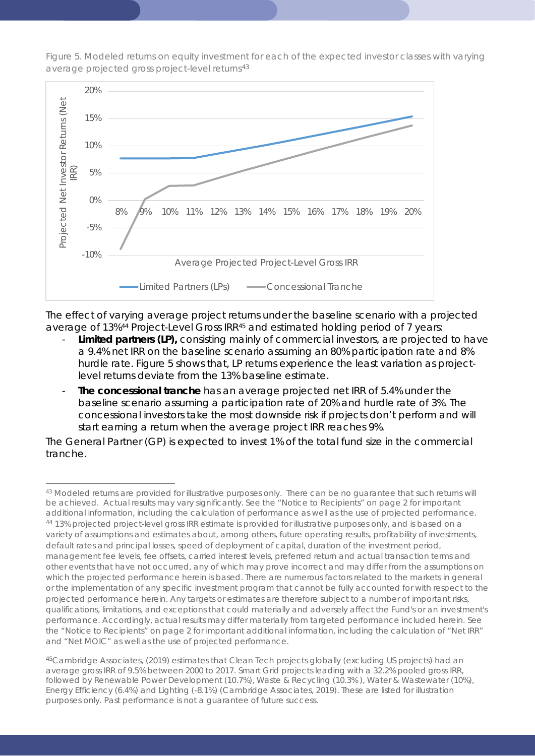Figure 5. Modeled returns on equity investment for each of the expected investor classes with varying average projected gross project-level returns[43]

The effect of varying average project returns under the baseline scenario with a projected average of 13%[44] Project-Level Gross IRR[45] and estimated holding period of 7 years:

- **Limited partners (LP),** consisting mainly of commercial investors, are projected to have a 9.4% net IRR on the baseline scenario assuming an 80% participation rate and 8% hurdle rate. Figure 5 shows that, LP returns experience the least variation as project-level returns deviate from the 13% baseline estimate.
- **The concessional tranche** has an average projected net IRR of 5.4% under the baseline scenario assuming a participation rate of 20% and hurdle rate of 3%. The concessional investors take the most downside risk if projects don't perform and will start earning a return when the average project IRR reaches 9%.

The General Partner (GP) is expected to invest 1% of the total fund size in the commercial tranche.

---

[43] Modeled returns are provided for illustrative purposes only. There can be no guarantee that such returns will be achieved. Actual results may vary significantly. See the "Notice to Recipients" on page 2 for important additional information, including the calculation of performance as well as the use of projected performance.

[44] 13% projected project-level gross IRR estimate is provided for illustrative purposes only, and is based on a variety of assumptions and estimates about, among others, future operating results, profitability of investments, default rates and principal losses, speed of deployment of capital, duration of the investment period, management fee levels, fee offsets, carried interest levels, preferred return and actual transaction terms and other events that have not occurred, any of which may prove incorrect and may differ from the assumptions on which the projected performance herein is based. There are numerous factors related to the markets in general or the implementation of any specific investment program that cannot be fully accounted for with respect to the projected performance herein. Any targets or estimates are therefore subject to a number of important risks, qualifications, limitations, and exceptions that could materially and adversely affect the Fund's or an investment's performance. Accordingly, actual results may differ materially from targeted performance included herein. See the "Notice to Recipients" on page 2 for important additional information, including the calculation of "Net IRR" and "Net MOIC" as well as the use of projected performance.

[45] Cambridge Associates, (2019) estimates that Clean Tech projects globally (excluding US projects) had an average gross IRR of 9.5% between 2000 to 2017. Smart Grid projects leading with a 32.2% pooled gross IRR, followed by Renewable Power Development (10.7%), Waste & Recycling (10.3%), Water & Wastewater (10%), Energy Efficiency (6.4%) and Lighting (-8.1%) (Cambridge Associates, 2019). These are listed for illustration purposes only. Past performance is not a guarantee of future success.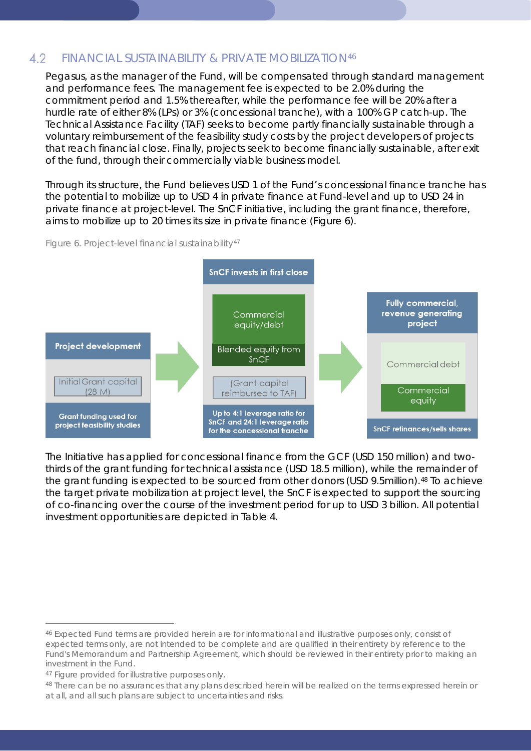## 4.2 FINANCIAL SUSTAINABILITY & PRIVATE MOBILIZATION[46]

Pegasus, as the manager of the Fund, will be compensated through standard management and performance fees. The management fee is expected to be 2.0% during the commitment period and 1.5% thereafter, while the performance fee will be 20% after a hurdle rate of either 8% (LPs) or 3% (concessional tranche), with a 100% GP catch-up. The Technical Assistance Facility (TAF) seeks to become partly financially sustainable through a voluntary reimbursement of the feasibility study costs by the project developers of projects that reach financial close. Finally, projects seek to become financially sustainable, after exit of the fund, through their commercially viable business model.

Through its structure, the Fund believes USD 1 of the Fund's concessional finance tranche has the potential to mobilize up to USD 4 in private finance at Fund-level and up to USD 24 in private finance at project-level. The SnCF initiative, including the grant finance, therefore, aims to mobilize up to 20 times its size in private finance (Figure 6).

Figure 6. Project-level financial sustainability[47]

| Project development | SnCF invests in first close | Fully commercial, revenue generating project |
|---|---|---|
| Initial Grant capital (28 M) | Commercial equity/debt; Blended equity from SnCF; (Grant capital reimbursed to TAF) | Commercial debt; Commercial equity |
| Grant funding used for project feasibility studies | Up to 4:1 leverage ratio for SnCF and 24:1 leverage ratio for the concessional tranche | SnCF refinances/sells shares |

The Initiative has applied for concessional finance from the GCF (USD 150 million) and two-thirds of the grant funding for technical assistance (USD 18.5 million), while the remainder of the grant funding is expected to be sourced from other donors (USD 9.5million).[48] To achieve the target private mobilization at project level, the SnCF is expected to support the sourcing of co-financing over the course of the investment period for up to USD 3 billion. All potential investment opportunities are depicted in Table 4.

---

[46] Expected Fund terms are provided herein are for informational and illustrative purposes only, consist of expected terms only, are not intended to be complete and are qualified in their entirety by reference to the Fund's Memorandum and Partnership Agreement, which should be reviewed in their entirety prior to making an investment in the Fund.

[47] Figure provided for illustrative purposes only.

[48] There can be no assurances that any plans described herein will be realized on the terms expressed herein or at all, and all such plans are subject to uncertainties and risks.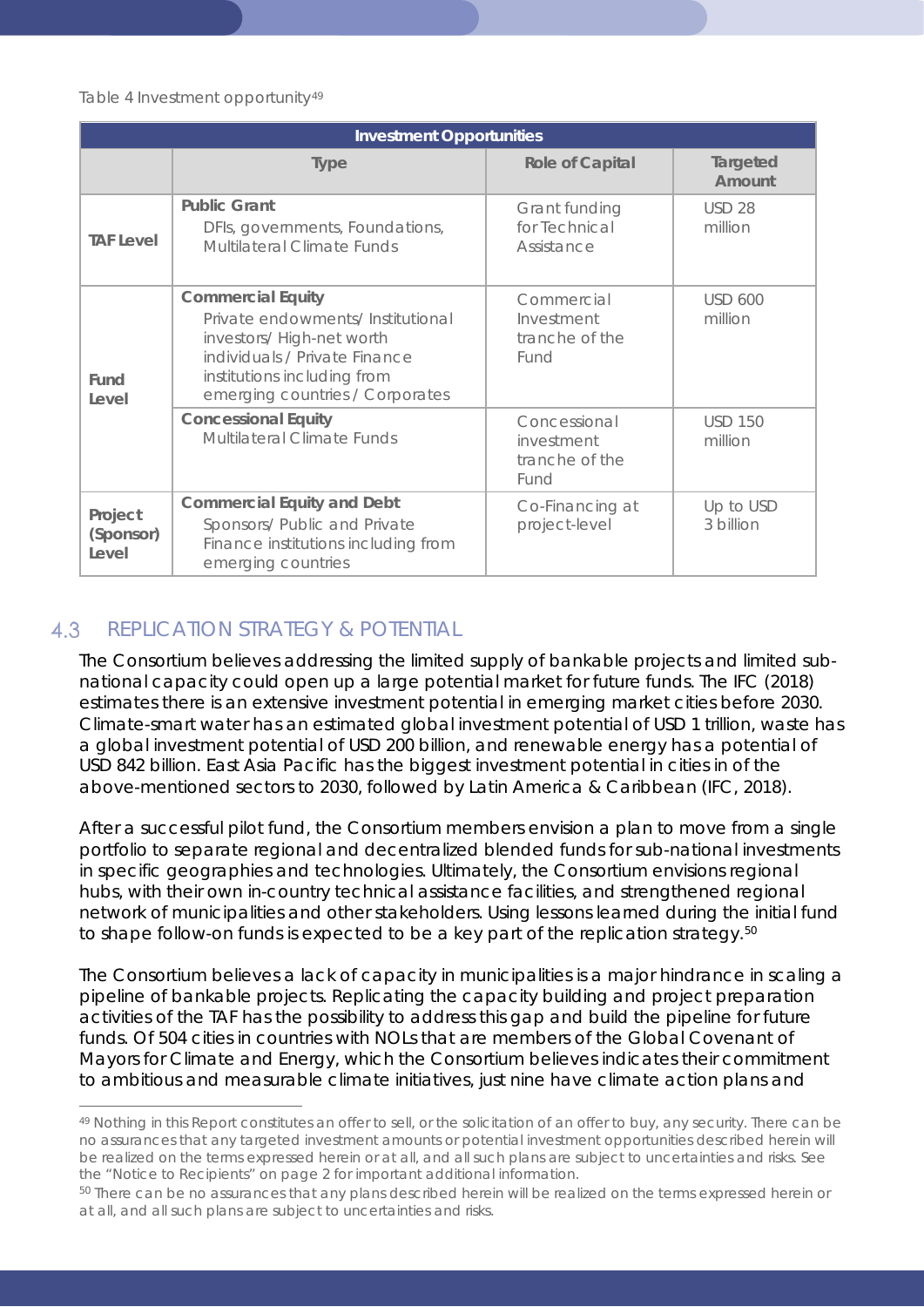Table 4 Investment opportunity[49]

| Investment Opportunities | | | |
|---|---|---|---|
| | Type | Role of Capital | Targeted Amount |
| TAF Level | **Public Grant** DFIs, governments, Foundations, Multilateral Climate Funds | Grant funding for Technical Assistance | USD 28 million |
| Fund Level | **Commercial Equity** Private endowments/ Institutional investors/ High-net worth individuals / Private Finance institutions including from emerging countries / Corporates | Commercial Investment tranche of the Fund | USD 600 million |
| | **Concessional Equity** Multilateral Climate Funds | Concessional investment tranche of the Fund | USD 150 million |
| Project (Sponsor) Level | **Commercial Equity and Debt** Sponsors/ Public and Private Finance institutions including from emerging countries | Co-Financing at project-level | Up to USD 3 billion |

## 4.3 REPLICATION STRATEGY & POTENTIAL

The Consortium believes addressing the limited supply of bankable projects and limited sub-national capacity could open up a large potential market for future funds. The IFC (2018) estimates there is an extensive investment potential in emerging market cities before 2030. Climate-smart water has an estimated global investment potential of USD 1 trillion, waste has a global investment potential of USD 200 billion, and renewable energy has a potential of USD 842 billion. East Asia Pacific has the biggest investment potential in cities in of the above-mentioned sectors to 2030, followed by Latin America & Caribbean (IFC, 2018).

After a successful pilot fund, the Consortium members envision a plan to move from a single portfolio to separate regional and decentralized blended funds for sub-national investments in specific geographies and technologies. Ultimately, the Consortium envisions regional hubs, with their own in-country technical assistance facilities, and strengthened regional network of municipalities and other stakeholders. Using lessons learned during the initial fund to shape follow-on funds is expected to be a key part of the replication strategy.[50]

The Consortium believes a lack of capacity in municipalities is a major hindrance in scaling a pipeline of bankable projects. Replicating the capacity building and project preparation activities of the TAF has the possibility to address this gap and build the pipeline for future funds. Of 504 cities in countries with NOLs that are members of the Global Covenant of Mayors for Climate and Energy, which the Consortium believes indicates their commitment to ambitious and measurable climate initiatives, just nine have climate action plans and

---

[49] Nothing in this Report constitutes an offer to sell, or the solicitation of an offer to buy, any security. There can be no assurances that any targeted investment amounts or potential investment opportunities described herein will be realized on the terms expressed herein or at all, and all such plans are subject to uncertainties and risks. See the "Notice to Recipients" on page 2 for important additional information.

[50] There can be no assurances that any plans described herein will be realized on the terms expressed herein or at all, and all such plans are subject to uncertainties and risks.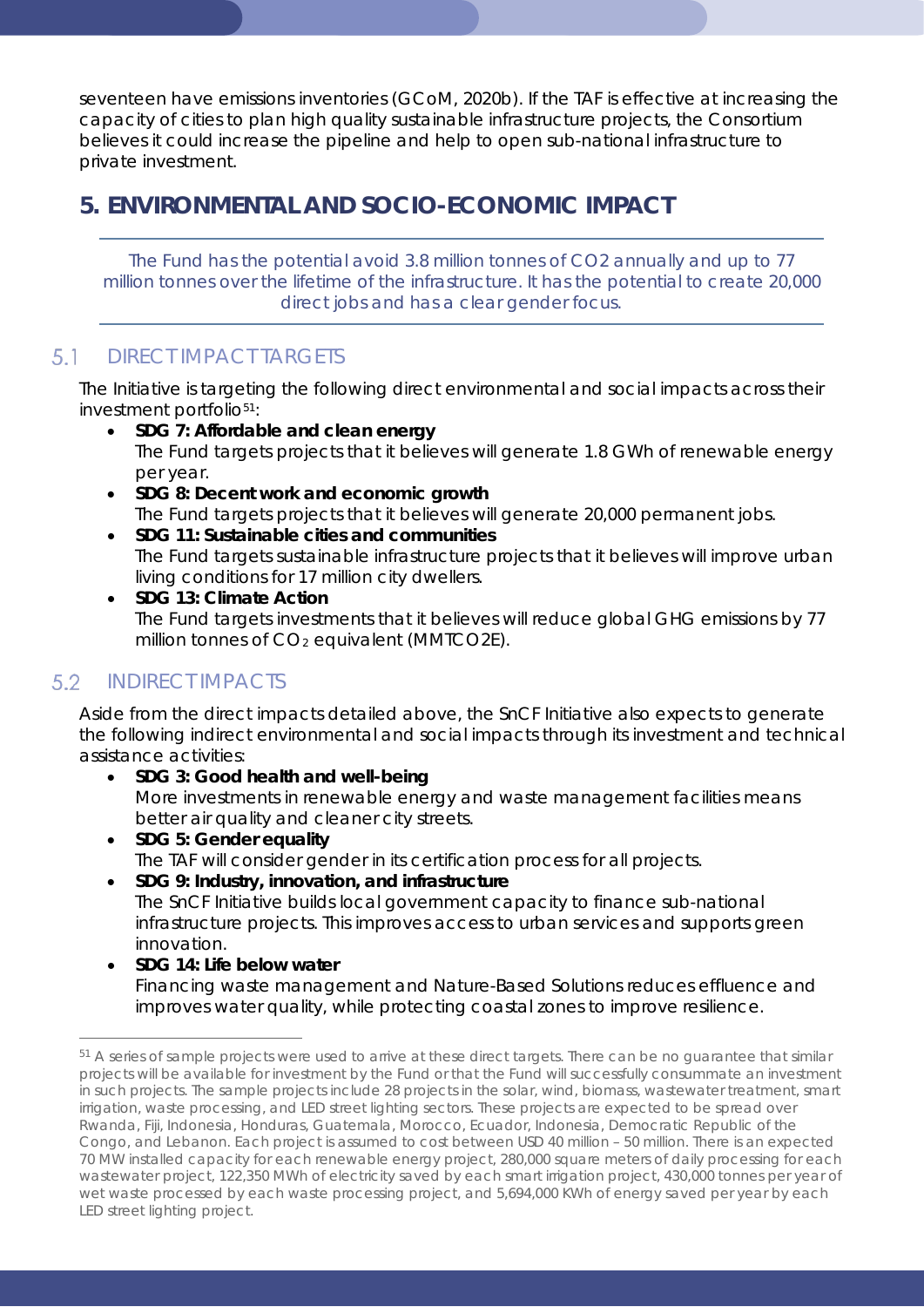seventeen have emissions inventories (GCoM, 2020b). If the TAF is effective at increasing the capacity of cities to plan high quality sustainable infrastructure projects, the Consortium believes it could increase the pipeline and help to open sub-national infrastructure to private investment.

# 5. ENVIRONMENTAL AND SOCIO-ECONOMIC IMPACT

The Fund has the potential avoid 3.8 million tonnes of CO2 annually and up to 77 million tonnes over the lifetime of the infrastructure. It has the potential to create 20,000 direct jobs and has a clear gender focus.

## 5.1 DIRECT IMPACT TARGETS

The Initiative is targeting the following direct environmental and social impacts across their investment portfolio[51]:

- **SDG 7: Affordable and clean energy**
  The Fund targets projects that it believes will generate 1.8 GWh of renewable energy per year.
- **SDG 8: Decent work and economic growth**
  The Fund targets projects that it believes will generate 20,000 permanent jobs.
- **SDG 11: Sustainable cities and communities**
  The Fund targets sustainable infrastructure projects that it believes will improve urban living conditions for 17 million city dwellers.
- **SDG 13: Climate Action**
  The Fund targets investments that it believes will reduce global GHG emissions by 77 million tonnes of $CO_2$ equivalent (MMTCO2E).

## 5.2 INDIRECT IMPACTS

Aside from the direct impacts detailed above, the SnCF Initiative also expects to generate the following indirect environmental and social impacts through its investment and technical assistance activities:

- **SDG 3: Good health and well-being**
  More investments in renewable energy and waste management facilities means better air quality and cleaner city streets.
- **SDG 5: Gender equality**
  The TAF will consider gender in its certification process for all projects.
- **SDG 9: Industry, innovation, and infrastructure**
  The SnCF Initiative builds local government capacity to finance sub-national infrastructure projects. This improves access to urban services and supports green innovation.
- **SDG 14: Life below water**
  Financing waste management and Nature-Based Solutions reduces effluence and improves water quality, while protecting coastal zones to improve resilience.

---

[51] A series of sample projects were used to arrive at these direct targets. There can be no guarantee that similar projects will be available for investment by the Fund or that the Fund will successfully consummate an investment in such projects. The sample projects include 28 projects in the solar, wind, biomass, wastewater treatment, smart irrigation, waste processing, and LED street lighting sectors. These projects are expected to be spread over Rwanda, Fiji, Indonesia, Honduras, Guatemala, Morocco, Ecuador, Indonesia, Democratic Republic of the Congo, and Lebanon. Each project is assumed to cost between USD 40 million – 50 million. There is an expected 70 MW installed capacity for each renewable energy project, 280,000 square meters of daily processing for each wastewater project, 122,350 MWh of electricity saved by each smart irrigation project, 430,000 tonnes per year of wet waste processed by each waste processing project, and 5,694,000 KWh of energy saved per year by each LED street lighting project.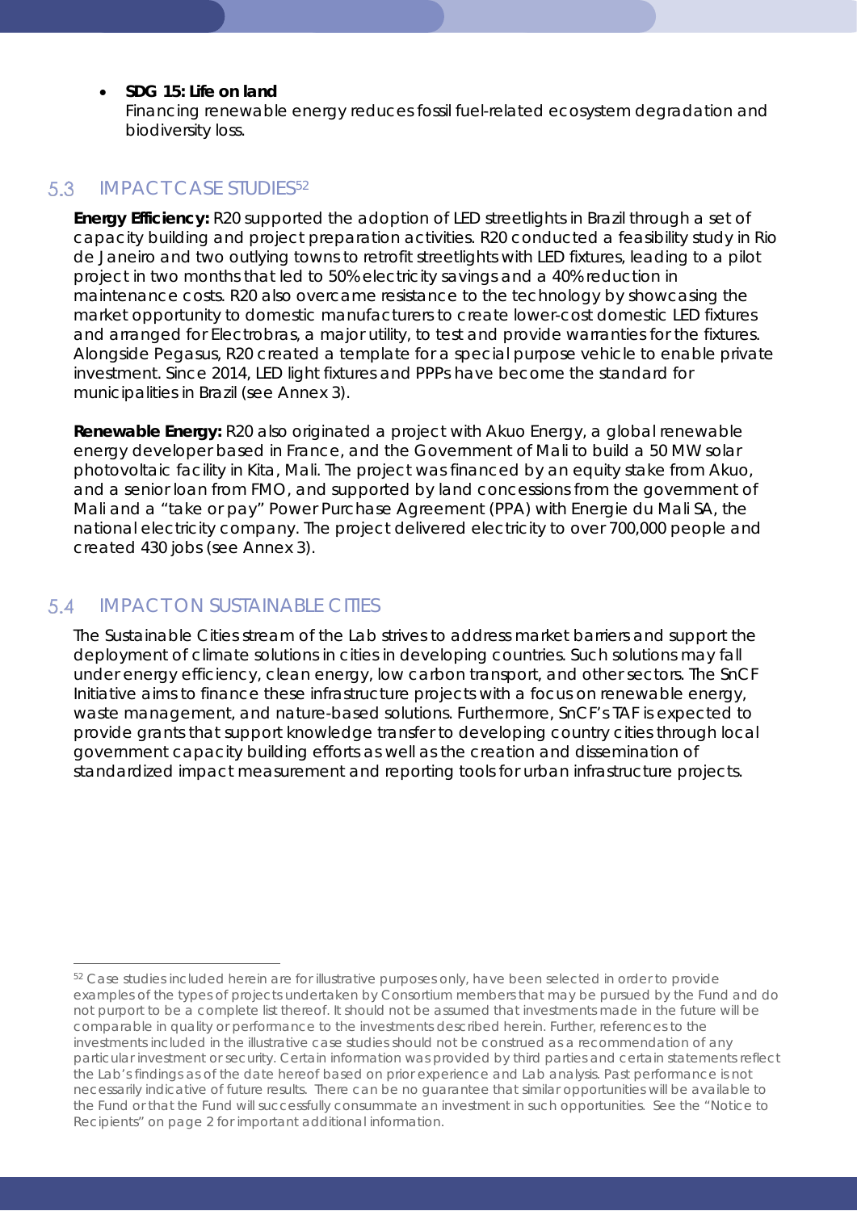- **SDG 15: Life on land**
  Financing renewable energy reduces fossil fuel-related ecosystem degradation and biodiversity loss.

## 5.3 IMPACT CASE STUDIES[52]

**Energy Efficiency:** R20 supported the adoption of LED streetlights in Brazil through a set of capacity building and project preparation activities. R20 conducted a feasibility study in Rio de Janeiro and two outlying towns to retrofit streetlights with LED fixtures, leading to a pilot project in two months that led to 50% electricity savings and a 40% reduction in maintenance costs. R20 also overcame resistance to the technology by showcasing the market opportunity to domestic manufacturers to create lower-cost domestic LED fixtures and arranged for Electrobras, a major utility, to test and provide warranties for the fixtures. Alongside Pegasus, R20 created a template for a special purpose vehicle to enable private investment. Since 2014, LED light fixtures and PPPs have become the standard for municipalities in Brazil (see Annex 3).

**Renewable Energy:** R20 also originated a project with Akuo Energy, a global renewable energy developer based in France, and the Government of Mali to build a 50 MW solar photovoltaic facility in Kita, Mali. The project was financed by an equity stake from Akuo, and a senior loan from FMO, and supported by land concessions from the government of Mali and a "take or pay" Power Purchase Agreement (PPA) with Energie du Mali SA, the national electricity company. The project delivered electricity to over 700,000 people and created 430 jobs (see Annex 3).

## 5.4 IMPACT ON SUSTAINABLE CITIES

The Sustainable Cities stream of the Lab strives to address market barriers and support the deployment of climate solutions in cities in developing countries. Such solutions may fall under energy efficiency, clean energy, low carbon transport, and other sectors. The SnCF Initiative aims to finance these infrastructure projects with a focus on renewable energy, waste management, and nature-based solutions. Furthermore, SnCF's TAF is expected to provide grants that support knowledge transfer to developing country cities through local government capacity building efforts as well as the creation and dissemination of standardized impact measurement and reporting tools for urban infrastructure projects.

---

[52] Case studies included herein are for illustrative purposes only, have been selected in order to provide examples of the types of projects undertaken by Consortium members that may be pursued by the Fund and do not purport to be a complete list thereof. It should not be assumed that investments made in the future will be comparable in quality or performance to the investments described herein. Further, references to the investments included in the illustrative case studies should not be construed as a recommendation of any particular investment or security. Certain information was provided by third parties and certain statements reflect the Lab's findings as of the date hereof based on prior experience and Lab analysis. Past performance is not necessarily indicative of future results. There can be no guarantee that similar opportunities will be available to the Fund or that the Fund will successfully consummate an investment in such opportunities. See the "Notice to Recipients" on page 2 for important additional information.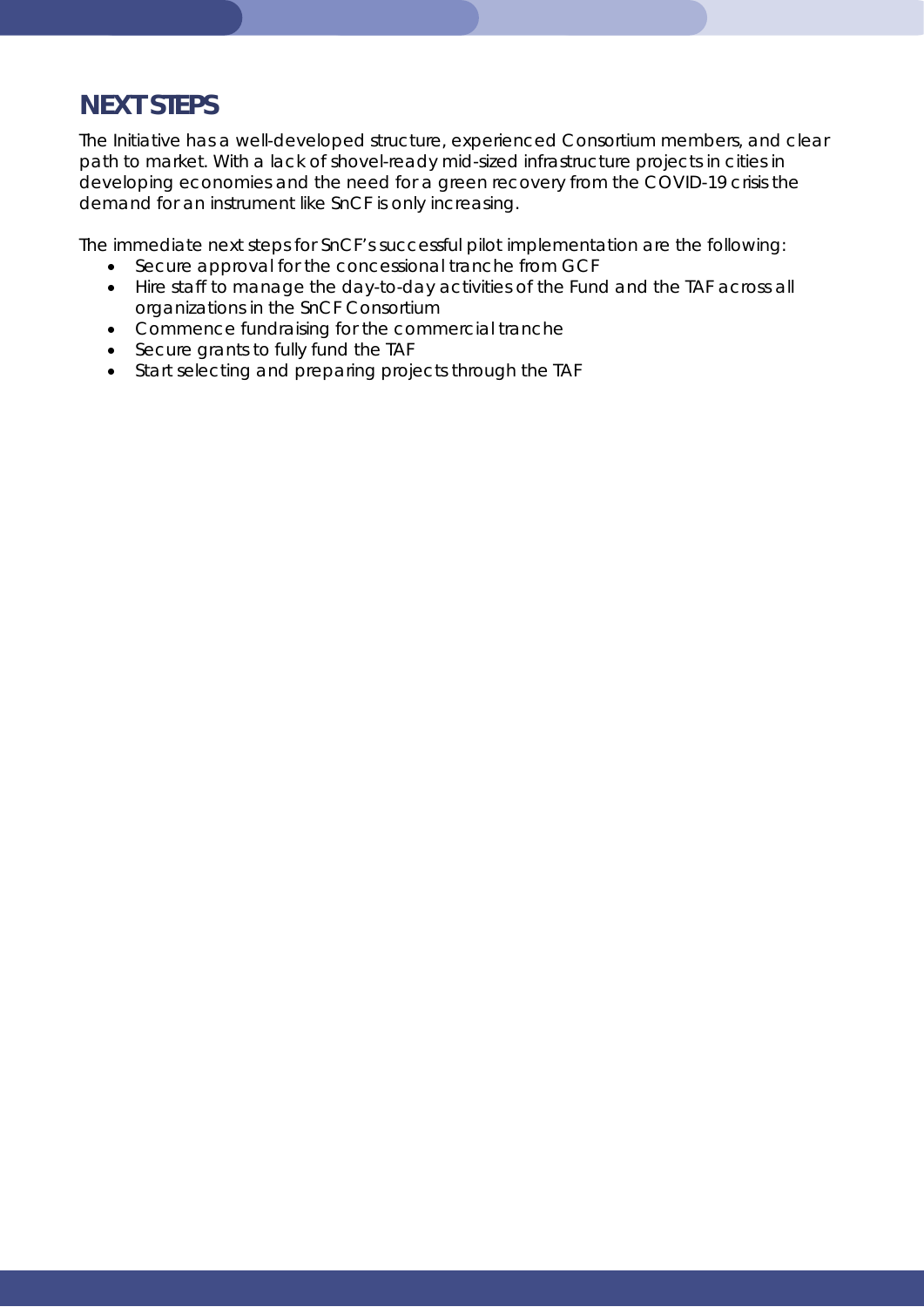## NEXT STEPS

The Initiative has a well-developed structure, experienced Consortium members, and clear path to market. With a lack of shovel-ready mid-sized infrastructure projects in cities in developing economies and the need for a green recovery from the COVID-19 crisis the demand for an instrument like SnCF is only increasing.

The immediate next steps for SnCF's successful pilot implementation are the following:

- Secure approval for the concessional tranche from GCF
- Hire staff to manage the day-to-day activities of the Fund and the TAF across all organizations in the SnCF Consortium
- Commence fundraising for the commercial tranche
- Secure grants to fully fund the TAF
- Start selecting and preparing projects through the TAF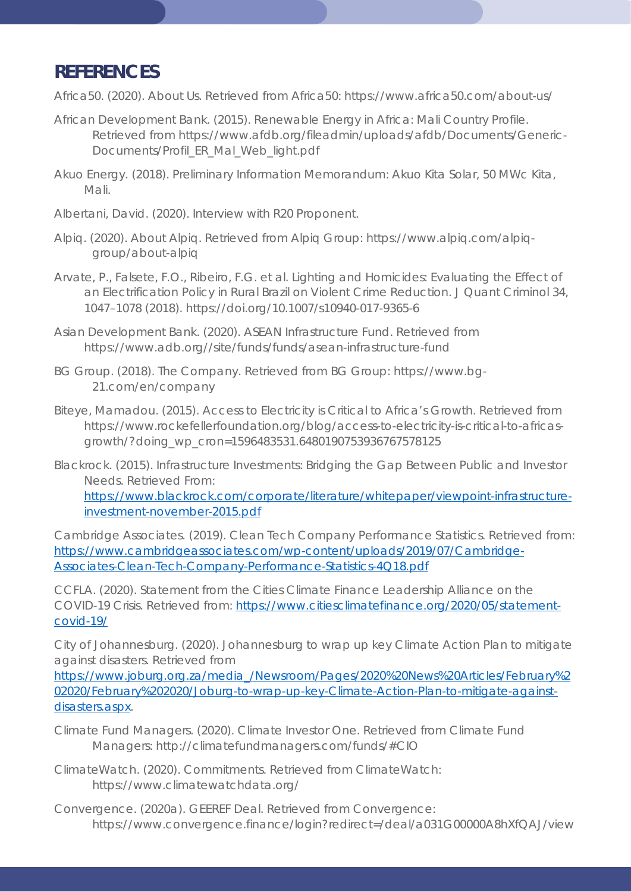# REFERENCES

Africa50. (2020). About Us. Retrieved from Africa50: https://www.africa50.com/about-us/

African Development Bank. (2015). Renewable Energy in Africa: Mali Country Profile. Retrieved from https://www.afdb.org/fileadmin/uploads/afdb/Documents/Generic-Documents/Profil_ER_Mal_Web_light.pdf

Akuo Energy. (2018). Preliminary Information Memorandum: Akuo Kita Solar, 50 MWc Kita, Mali.

Albertani, David. (2020). Interview with R20 Proponent.

Alpiq. (2020). About Alpiq. Retrieved from Alpiq Group: https://www.alpiq.com/alpiq-group/about-alpiq

Arvate, P., Falsete, F.O., Ribeiro, F.G. et al. Lighting and Homicides: Evaluating the Effect of an Electrification Policy in Rural Brazil on Violent Crime Reduction. J Quant Criminol 34, 1047–1078 (2018). https://doi.org/10.1007/s10940-017-9365-6

Asian Development Bank. (2020). ASEAN Infrastructure Fund. Retrieved from https://www.adb.org//site/funds/funds/asean-infrastructure-fund

BG Group. (2018). The Company. Retrieved from BG Group: https://www.bg-21.com/en/company

Biteye, Mamadou. (2015). Access to Electricity is Critical to Africa's Growth. Retrieved from https://www.rockefellerfoundation.org/blog/access-to-electricity-is-critical-to-africas-growth/?doing_wp_cron=1596483531.6480190753936767578125

Blackrock. (2015). Infrastructure Investments: Bridging the Gap Between Public and Investor Needs. Retrieved From: https://www.blackrock.com/corporate/literature/whitepaper/viewpoint-infrastructure-investment-november-2015.pdf

Cambridge Associates. (2019). Clean Tech Company Performance Statistics. Retrieved from: https://www.cambridgeassociates.com/wp-content/uploads/2019/07/Cambridge-Associates-Clean-Tech-Company-Performance-Statistics-4Q18.pdf

CCFLA. (2020). Statement from the Cities Climate Finance Leadership Alliance on the COVID-19 Crisis. Retrieved from: https://www.citiesclimatefinance.org/2020/05/statement-covid-19/

City of Johannesburg. (2020). Johannesburg to wrap up key Climate Action Plan to mitigate against disasters. Retrieved from https://www.joburg.org.za/media_/Newsroom/Pages/2020%20News%20Articles/February%202020/February%202020/Joburg-to-wrap-up-key-Climate-Action-Plan-to-mitigate-against-disasters.aspx.

Climate Fund Managers. (2020). Climate Investor One. Retrieved from Climate Fund Managers: http://climatefundmanagers.com/funds/#CIO

ClimateWatch. (2020). Commitments. Retrieved from ClimateWatch: https://www.climatewatchdata.org/

Convergence. (2020a). GEEREF Deal. Retrieved from Convergence: https://www.convergence.finance/login?redirect=/deal/a031G00000A8hXfQAJ/view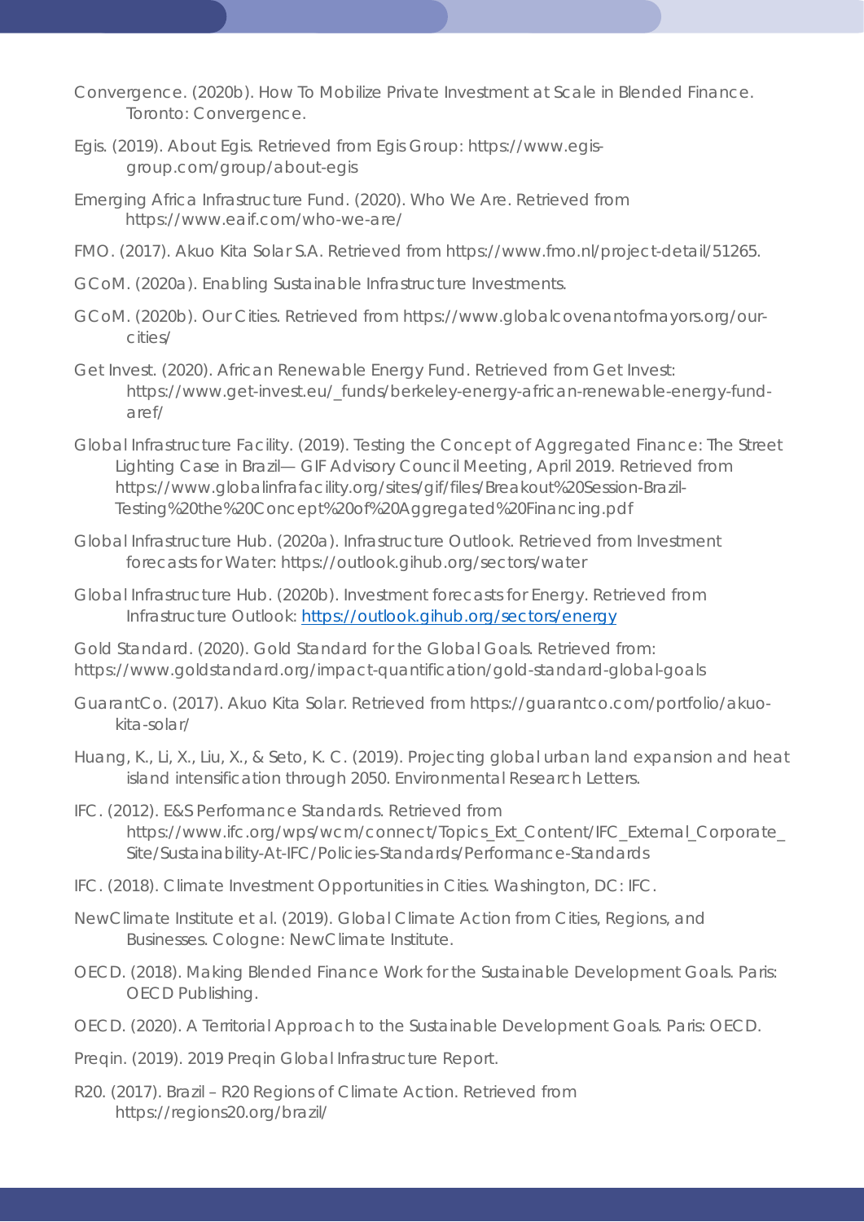Convergence. (2020b). How To Mobilize Private Investment at Scale in Blended Finance. Toronto: Convergence.

Egis. (2019). About Egis. Retrieved from Egis Group: https://www.egis-group.com/group/about-egis

Emerging Africa Infrastructure Fund. (2020). Who We Are. Retrieved from https://www.eaif.com/who-we-are/

FMO. (2017). Akuo Kita Solar S.A. Retrieved from https://www.fmo.nl/project-detail/51265.

GCoM. (2020a). Enabling Sustainable Infrastructure Investments.

GCoM. (2020b). Our Cities. Retrieved from https://www.globalcovenantofmayors.org/our-cities/

Get Invest. (2020). African Renewable Energy Fund. Retrieved from Get Invest: https://www.get-invest.eu/_funds/berkeley-energy-african-renewable-energy-fund-aref/

Global Infrastructure Facility. (2019). Testing the Concept of Aggregated Finance: The Street Lighting Case in Brazil— GIF Advisory Council Meeting, April 2019. Retrieved from https://www.globalinfrafacility.org/sites/gif/files/Breakout%20Session-Brazil-Testing%20the%20Concept%20of%20Aggregated%20Financing.pdf

Global Infrastructure Hub. (2020a). Infrastructure Outlook. Retrieved from Investment forecasts for Water: https://outlook.gihub.org/sectors/water

Global Infrastructure Hub. (2020b). Investment forecasts for Energy. Retrieved from Infrastructure Outlook: https://outlook.gihub.org/sectors/energy

Gold Standard. (2020). Gold Standard for the Global Goals. Retrieved from: https://www.goldstandard.org/impact-quantification/gold-standard-global-goals

GuarantCo. (2017). Akuo Kita Solar. Retrieved from https://guarantco.com/portfolio/akuo-kita-solar/

Huang, K., Li, X., Liu, X., & Seto, K. C. (2019). Projecting global urban land expansion and heat island intensification through 2050. Environmental Research Letters.

IFC. (2012). E&S Performance Standards. Retrieved from https://www.ifc.org/wps/wcm/connect/Topics_Ext_Content/IFC_External_Corporate_Site/Sustainability-At-IFC/Policies-Standards/Performance-Standards

IFC. (2018). Climate Investment Opportunities in Cities. Washington, DC: IFC.

NewClimate Institute et al. (2019). Global Climate Action from Cities, Regions, and Businesses. Cologne: NewClimate Institute.

OECD. (2018). Making Blended Finance Work for the Sustainable Development Goals. Paris: OECD Publishing.

OECD. (2020). A Territorial Approach to the Sustainable Development Goals. Paris: OECD.

Preqin. (2019). 2019 Preqin Global Infrastructure Report.

R20. (2017). Brazil – R20 Regions of Climate Action. Retrieved from https://regions20.org/brazil/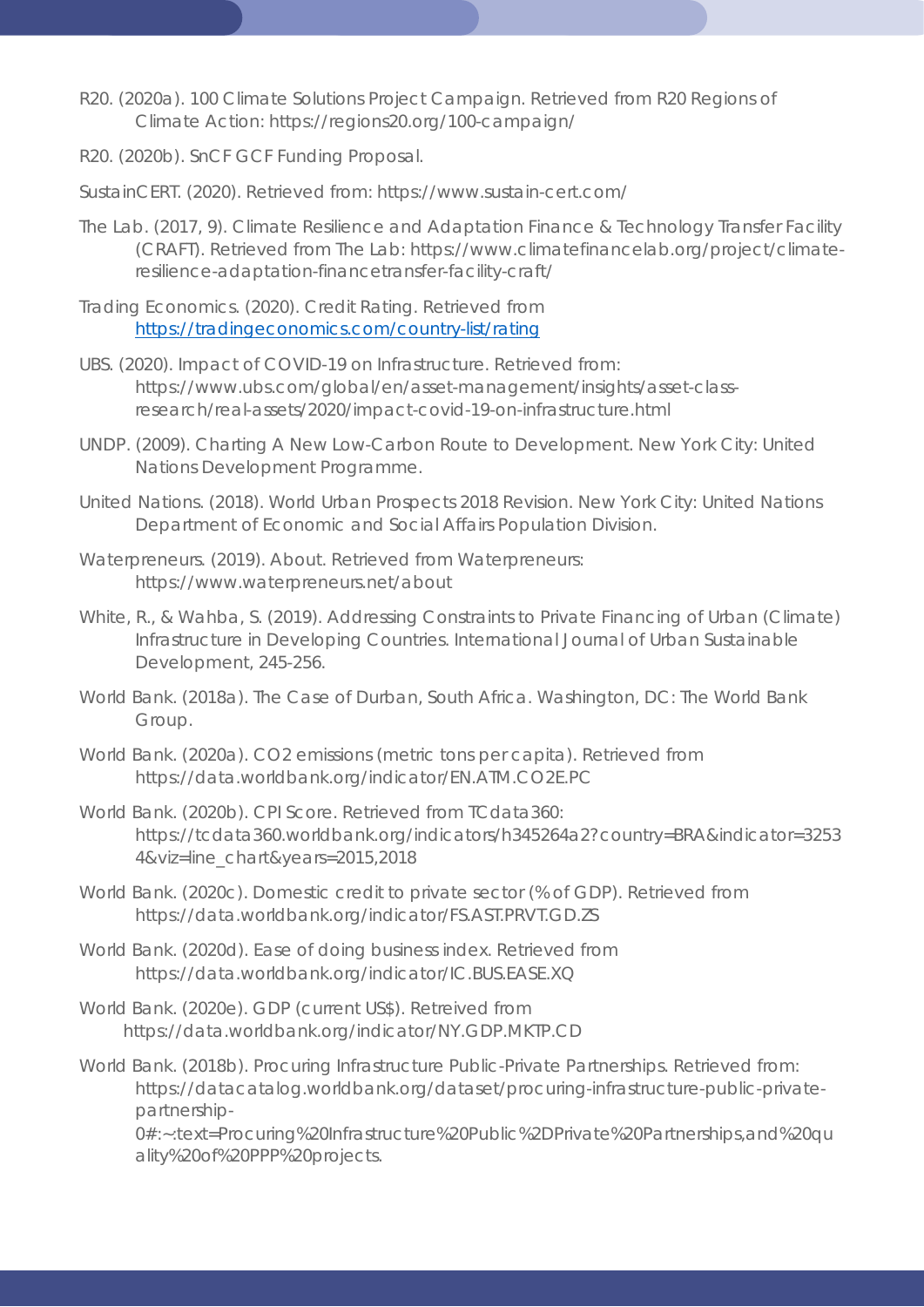R20. (2020a). 100 Climate Solutions Project Campaign. Retrieved from R20 Regions of Climate Action: https://regions20.org/100-campaign/

R20. (2020b). SnCF GCF Funding Proposal.

SustainCERT. (2020). Retrieved from: https://www.sustain-cert.com/

The Lab. (2017, 9). Climate Resilience and Adaptation Finance & Technology Transfer Facility (CRAFT). Retrieved from The Lab: https://www.climatefinancelab.org/project/climate-resilience-adaptation-financetransfer-facility-craft/

Trading Economics. (2020). Credit Rating. Retrieved from https://tradingeconomics.com/country-list/rating

UBS. (2020). Impact of COVID-19 on Infrastructure. Retrieved from: https://www.ubs.com/global/en/asset-management/insights/asset-class-research/real-assets/2020/impact-covid-19-on-infrastructure.html

UNDP. (2009). Charting A New Low-Carbon Route to Development. New York City: United Nations Development Programme.

United Nations. (2018). World Urban Prospects 2018 Revision. New York City: United Nations Department of Economic and Social Affairs Population Division.

Waterpreneurs. (2019). About. Retrieved from Waterpreneurs: https://www.waterpreneurs.net/about

White, R., & Wahba, S. (2019). Addressing Constraints to Private Financing of Urban (Climate) Infrastructure in Developing Countries. International Journal of Urban Sustainable Development, 245-256.

World Bank. (2018a). The Case of Durban, South Africa. Washington, DC: The World Bank Group.

World Bank. (2020a). CO2 emissions (metric tons per capita). Retrieved from https://data.worldbank.org/indicator/EN.ATM.CO2E.PC

World Bank. (2020b). CPI Score. Retrieved from TCdata360: https://tcdata360.worldbank.org/indicators/h345264a2?country=BRA&indicator=32534&viz=line_chart&years=2015,2018

World Bank. (2020c). Domestic credit to private sector (% of GDP). Retrieved from https://data.worldbank.org/indicator/FS.AST.PRVT.GD.ZS

World Bank. (2020d). Ease of doing business index. Retrieved from https://data.worldbank.org/indicator/IC.BUS.EASE.XQ

World Bank. (2020e). GDP (current US$). Retreived from https://data.worldbank.org/indicator/NY.GDP.MKTP.CD

World Bank. (2018b). Procuring Infrastructure Public-Private Partnerships. Retrieved from: https://datacatalog.worldbank.org/dataset/procuring-infrastructure-public-private-partnership-0#:~:text=Procuring%20Infrastructure%20Public%2DPrivate%20Partnerships,and%20quality%20of%20PPP%20projects.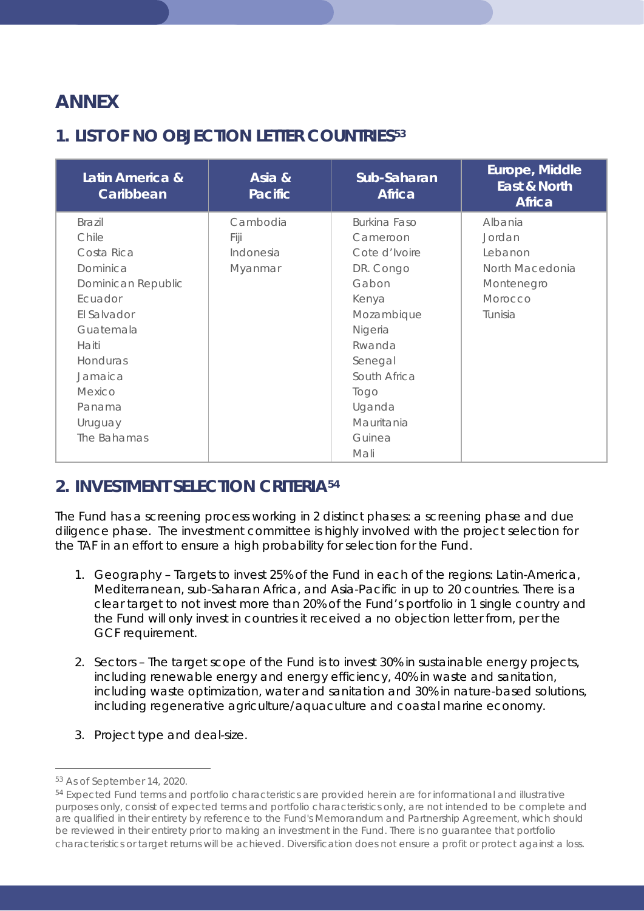# ANNEX

## 1. LIST OF NO OBJECTION LETTER COUNTRIES[53]

| Latin America & Caribbean | Asia & Pacific | Sub-Saharan Africa | Europe, Middle East & North Africa |
|---|---|---|---|
| Brazil | Cambodia | Burkina Faso | Albania |
| Chile | Fiji | Cameroon | Jordan |
| Costa Rica | Indonesia | Cote d'Ivoire | Lebanon |
| Dominica | Myanmar | DR. Congo | North Macedonia |
| Dominican Republic | | Gabon | Montenegro |
| Ecuador | | Kenya | Morocco |
| El Salvador | | Mozambique | Tunisia |
| Guatemala | | Nigeria | |
| Haiti | | Rwanda | |
| Honduras | | Senegal | |
| Jamaica | | South Africa | |
| Mexico | | Togo | |
| Panama | | Uganda | |
| Uruguay | | Mauritania | |
| The Bahamas | | Guinea | |
| | | Mali | |

## 2. INVESTMENT SELECTION CRITERIA[54]

The Fund has a screening process working in 2 distinct phases: a screening phase and due diligence phase. The investment committee is highly involved with the project selection for the TAF in an effort to ensure a high probability for selection for the Fund.

1. Geography – Targets to invest 25% of the Fund in each of the regions: Latin-America, Mediterranean, sub-Saharan Africa, and Asia-Pacific in up to 20 countries. There is a clear target to not invest more than 20% of the Fund's portfolio in 1 single country and the Fund will only invest in countries it received a no objection letter from, per the GCF requirement.

2. Sectors – The target scope of the Fund is to invest 30% in sustainable energy projects, including renewable energy and energy efficiency, 40% in waste and sanitation, including waste optimization, water and sanitation and 30% in nature-based solutions, including regenerative agriculture/aquaculture and coastal marine economy.

3. Project type and deal-size.

---

[53] As of September 14, 2020.

[54] Expected Fund terms and portfolio characteristics are provided herein are for informational and illustrative purposes only, consist of expected terms and portfolio characteristics only, are not intended to be complete and are qualified in their entirety by reference to the Fund's Memorandum and Partnership Agreement, which should be reviewed in their entirety prior to making an investment in the Fund. There is no guarantee that portfolio characteristics or target returns will be achieved. Diversification does not ensure a profit or protect against a loss.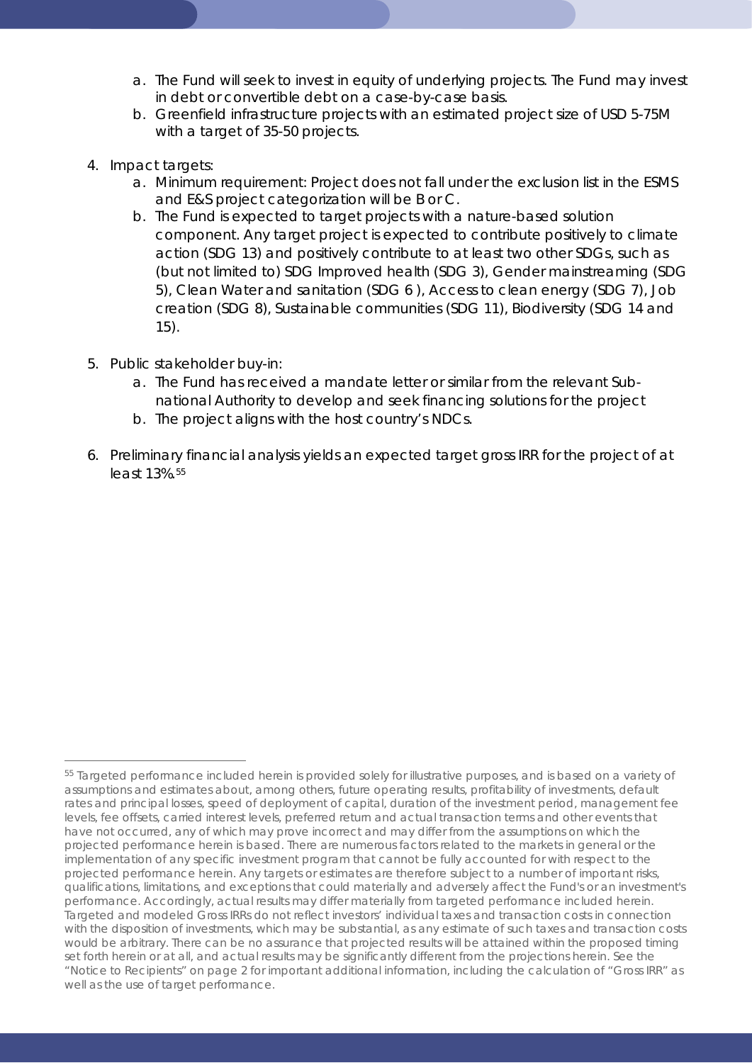a. The Fund will seek to invest in equity of underlying projects. The Fund may invest in debt or convertible debt on a case-by-case basis.
   b. Greenfield infrastructure projects with an estimated project size of USD 5-75M with a target of 35-50 projects.

4. Impact targets:
   a. Minimum requirement: Project does not fall under the exclusion list in the ESMS and E&S project categorization will be B or C.
   b. The Fund is expected to target projects with a nature-based solution component. Any target project is expected to contribute positively to climate action (SDG 13) and positively contribute to at least two other SDGs, such as (but not limited to) SDG Improved health (SDG 3), Gender mainstreaming (SDG 5), Clean Water and sanitation (SDG 6 ), Access to clean energy (SDG 7), Job creation (SDG 8), Sustainable communities (SDG 11), Biodiversity (SDG 14 and 15).

5. Public stakeholder buy-in:
   a. The Fund has received a mandate letter or similar from the relevant Sub-national Authority to develop and seek financing solutions for the project
   b. The project aligns with the host country's NDCs.

6. Preliminary financial analysis yields an expected target gross IRR for the project of at least 13%.[55]

---

[55] Targeted performance included herein is provided solely for illustrative purposes, and is based on a variety of assumptions and estimates about, among others, future operating results, profitability of investments, default rates and principal losses, speed of deployment of capital, duration of the investment period, management fee levels, fee offsets, carried interest levels, preferred return and actual transaction terms and other events that have not occurred, any of which may prove incorrect and may differ from the assumptions on which the projected performance herein is based. There are numerous factors related to the markets in general or the implementation of any specific investment program that cannot be fully accounted for with respect to the projected performance herein. Any targets or estimates are therefore subject to a number of important risks, qualifications, limitations, and exceptions that could materially and adversely affect the Fund's or an investment's performance. Accordingly, actual results may differ materially from targeted performance included herein. Targeted and modeled Gross IRRs do not reflect investors' individual taxes and transaction costs in connection with the disposition of investments, which may be substantial, as any estimate of such taxes and transaction costs would be arbitrary. There can be no assurance that projected results will be attained within the proposed timing set forth herein or at all, and actual results may be significantly different from the projections herein. See the "Notice to Recipients" on page 2 for important additional information, including the calculation of "Gross IRR" as well as the use of target performance.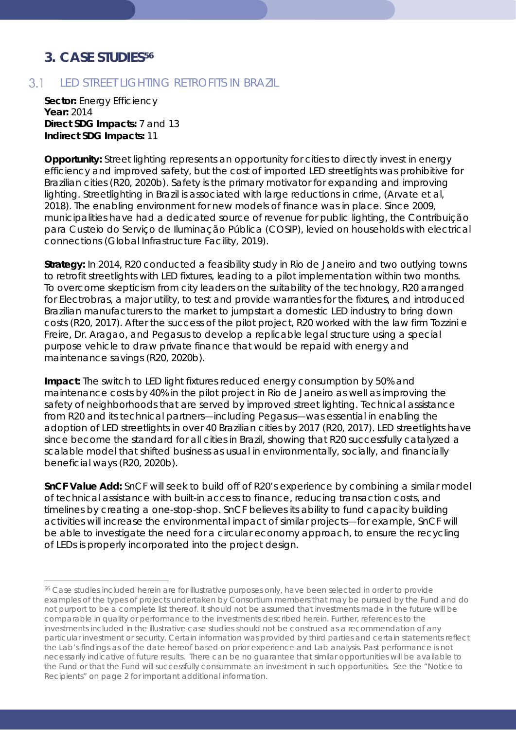# 3. CASE STUDIES[56]

## 3.1 LED STREET LIGHTING RETROFITS IN BRAZIL

**Sector:** Energy Efficiency
**Year:** 2014
**Direct SDG Impacts:** 7 and 13
**Indirect SDG Impacts:** 11

**Opportunity:** Street lighting represents an opportunity for cities to directly invest in energy efficiency and improved safety, but the cost of imported LED streetlights was prohibitive for Brazilian cities (R20, 2020b). Safety is the primary motivator for expanding and improving lighting. Streetlighting in Brazil is associated with large reductions in crime, (Arvate et al, 2018). The enabling environment for new models of finance was in place. Since 2009, municipalities have had a dedicated source of revenue for public lighting, the Contribuição para Custeio do Serviço de Iluminação Pública (COSIP), levied on households with electrical connections (Global Infrastructure Facility, 2019).

**Strategy:** In 2014, R20 conducted a feasibility study in Rio de Janeiro and two outlying towns to retrofit streetlights with LED fixtures, leading to a pilot implementation within two months. To overcome skepticism from city leaders on the suitability of the technology, R20 arranged for Electrobras, a major utility, to test and provide warranties for the fixtures, and introduced Brazilian manufacturers to the market to jumpstart a domestic LED industry to bring down costs (R20, 2017). After the success of the pilot project, R20 worked with the law firm Tozzini e Freire, Dr. Aragao, and Pegasus to develop a replicable legal structure using a special purpose vehicle to draw private finance that would be repaid with energy and maintenance savings (R20, 2020b).

**Impact:** The switch to LED light fixtures reduced energy consumption by 50% and maintenance costs by 40% in the pilot project in Rio de Janeiro as well as improving the safety of neighborhoods that are served by improved street lighting. Technical assistance from R20 and its technical partners—including Pegasus—was essential in enabling the adoption of LED streetlights in over 40 Brazilian cities by 2017 (R20, 2017). LED streetlights have since become the standard for all cities in Brazil, showing that R20 successfully catalyzed a scalable model that shifted business as usual in environmentally, socially, and financially beneficial ways (R20, 2020b).

**SnCF Value Add:** SnCF will seek to build off of R20's experience by combining a similar model of technical assistance with built-in access to finance, reducing transaction costs, and timelines by creating a one-stop-shop. SnCF believes its ability to fund capacity building activities will increase the environmental impact of similar projects—for example, SnCF will be able to investigate the need for a circular economy approach, to ensure the recycling of LEDs is properly incorporated into the project design.

---

[56] Case studies included herein are for illustrative purposes only, have been selected in order to provide examples of the types of projects undertaken by Consortium members that may be pursued by the Fund and do not purport to be a complete list thereof. It should not be assumed that investments made in the future will be comparable in quality or performance to the investments described herein. Further, references to the investments included in the illustrative case studies should not be construed as a recommendation of any particular investment or security. Certain information was provided by third parties and certain statements reflect the Lab's findings as of the date hereof based on prior experience and Lab analysis. Past performance is not necessarily indicative of future results. There can be no guarantee that similar opportunities will be available to the Fund or that the Fund will successfully consummate an investment in such opportunities. See the "Notice to Recipients" on page 2 for important additional information.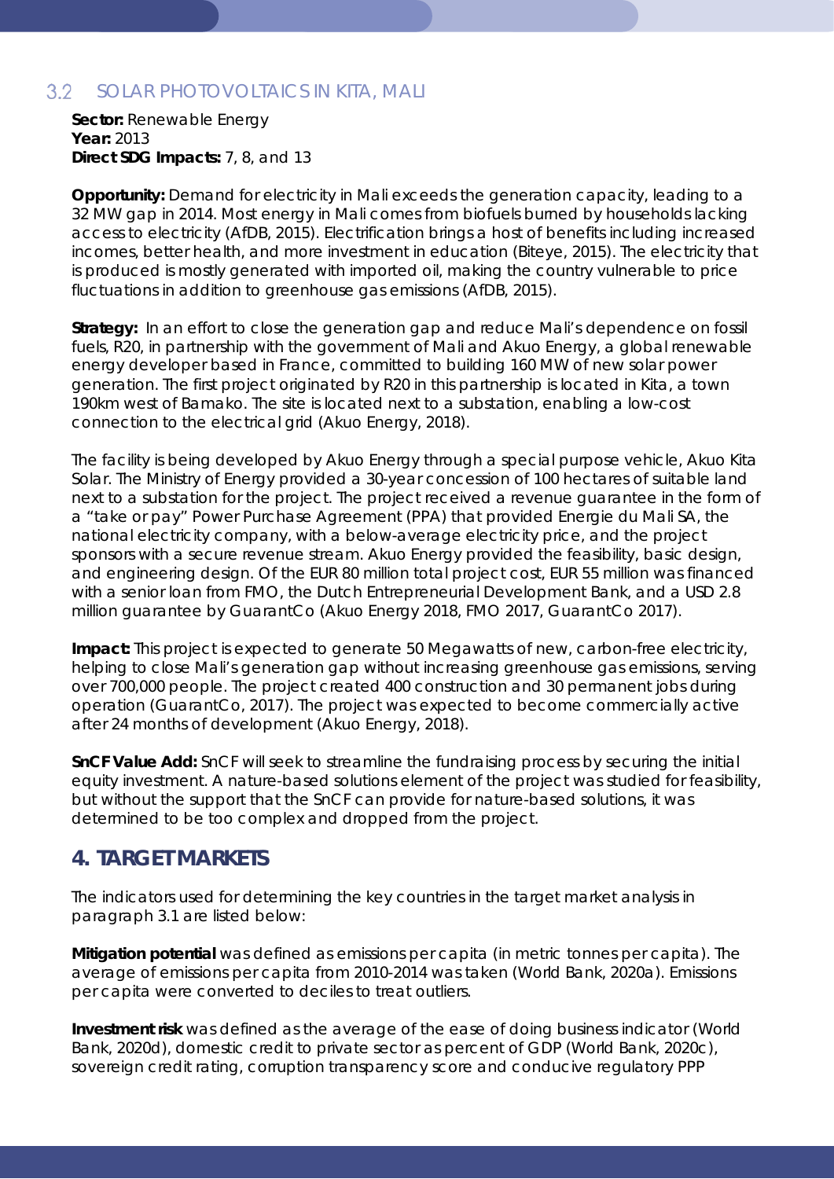## 3.2 SOLAR PHOTOVOLTAICS IN KITA, MALI

**Sector:** Renewable Energy
**Year:** 2013
**Direct SDG Impacts:** 7, 8, and 13

**Opportunity:** Demand for electricity in Mali exceeds the generation capacity, leading to a 32 MW gap in 2014. Most energy in Mali comes from biofuels burned by households lacking access to electricity (AfDB, 2015). Electrification brings a host of benefits including increased incomes, better health, and more investment in education (Biteye, 2015). The electricity that is produced is mostly generated with imported oil, making the country vulnerable to price fluctuations in addition to greenhouse gas emissions (AfDB, 2015).

**Strategy:** In an effort to close the generation gap and reduce Mali's dependence on fossil fuels, R20, in partnership with the government of Mali and Akuo Energy, a global renewable energy developer based in France, committed to building 160 MW of new solar power generation. The first project originated by R20 in this partnership is located in Kita, a town 190km west of Bamako. The site is located next to a substation, enabling a low-cost connection to the electrical grid (Akuo Energy, 2018).

The facility is being developed by Akuo Energy through a special purpose vehicle, Akuo Kita Solar. The Ministry of Energy provided a 30-year concession of 100 hectares of suitable land next to a substation for the project. The project received a revenue guarantee in the form of a "take or pay" Power Purchase Agreement (PPA) that provided Energie du Mali SA, the national electricity company, with a below-average electricity price, and the project sponsors with a secure revenue stream. Akuo Energy provided the feasibility, basic design, and engineering design. Of the EUR 80 million total project cost, EUR 55 million was financed with a senior loan from FMO, the Dutch Entrepreneurial Development Bank, and a USD 2.8 million guarantee by GuarantCo (Akuo Energy 2018, FMO 2017, GuarantCo 2017).

**Impact:** This project is expected to generate 50 Megawatts of new, carbon-free electricity, helping to close Mali's generation gap without increasing greenhouse gas emissions, serving over 700,000 people. The project created 400 construction and 30 permanent jobs during operation (GuarantCo, 2017). The project was expected to become commercially active after 24 months of development (Akuo Energy, 2018).

**SnCF Value Add:** SnCF will seek to streamline the fundraising process by securing the initial equity investment. A nature-based solutions element of the project was studied for feasibility, but without the support that the SnCF can provide for nature-based solutions, it was determined to be too complex and dropped from the project.

# 4. TARGET MARKETS

The indicators used for determining the key countries in the target market analysis in paragraph 3.1 are listed below:

**Mitigation potential** was defined as emissions per capita (in metric tonnes per capita). The average of emissions per capita from 2010-2014 was taken (World Bank, 2020a). Emissions per capita were converted to deciles to treat outliers.

**Investment risk** was defined as the average of the ease of doing business indicator (World Bank, 2020d), domestic credit to private sector as percent of GDP (World Bank, 2020c), sovereign credit rating, corruption transparency score and conducive regulatory PPP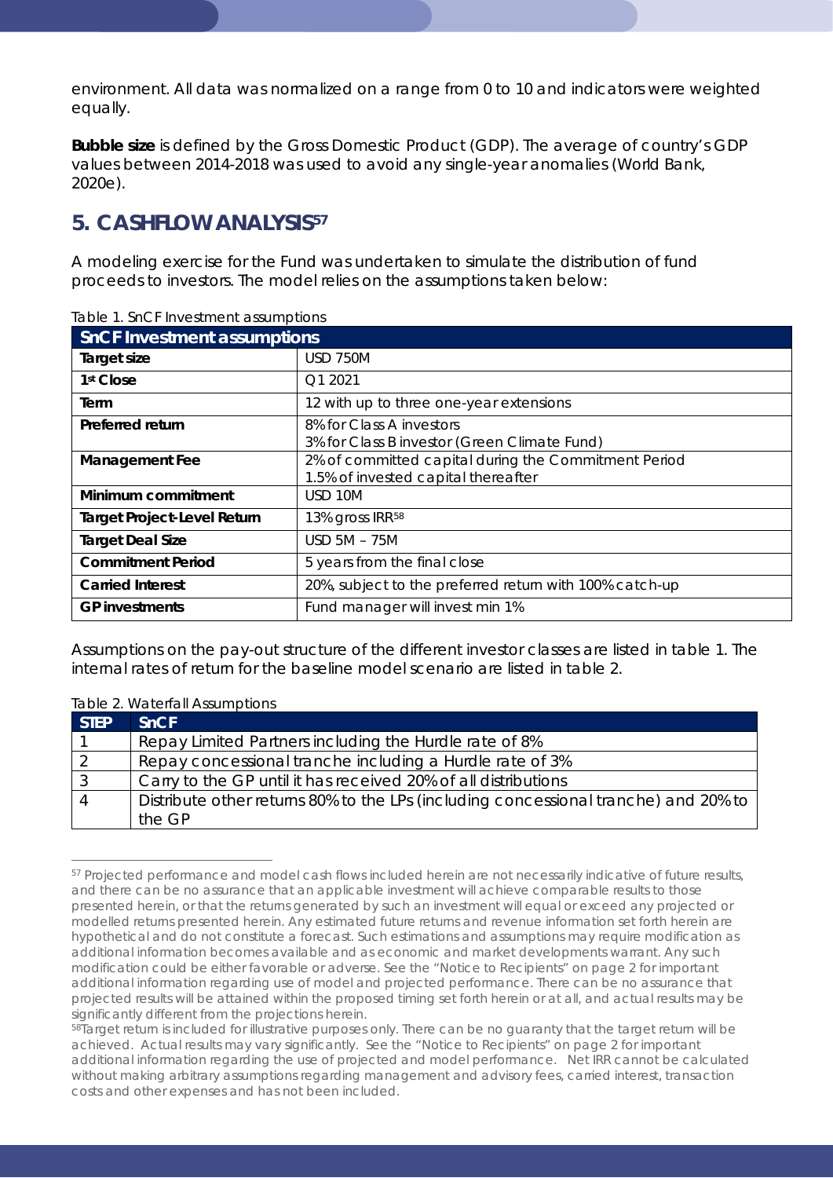environment. All data was normalized on a range from 0 to 10 and indicators were weighted equally.

**Bubble size** is defined by the Gross Domestic Product (GDP). The average of country's GDP values between 2014-2018 was used to avoid any single-year anomalies (World Bank, 2020e).

## 5. CASHFLOW ANALYSIS[57]

A modeling exercise for the Fund was undertaken to simulate the distribution of fund proceeds to investors. The model relies on the assumptions taken below:

Table 1. SnCF Investment assumptions

| SnCF Investment assumptions | |
|---|---|
| **Target size** | USD 750M |
| **1st Close** | Q1 2021 |
| **Term** | 12 with up to three one-year extensions |
| **Preferred return** | 8% for Class A investors<br>3% for Class B investor (Green Climate Fund) |
| **Management Fee** | 2% of committed capital during the Commitment Period<br>1.5% of invested capital thereafter |
| **Minimum commitment** | USD 10M |
| **Target Project-Level Return** | 13% gross IRR[58] |
| **Target Deal Size** | USD 5M – 75M |
| **Commitment Period** | 5 years from the final close |
| **Carried Interest** | 20%, subject to the preferred return with 100% catch-up |
| **GP investments** | Fund manager will invest min 1% |

Assumptions on the pay-out structure of the different investor classes are listed in table 1. The internal rates of return for the baseline model scenario are listed in table 2.

Table 2. Waterfall Assumptions

| STEP | SnCF |
|---|---|
| 1 | Repay Limited Partners including the Hurdle rate of 8% |
| 2 | Repay concessional tranche including a Hurdle rate of 3% |
| 3 | Carry to the GP until it has received 20% of all distributions |
| 4 | Distribute other returns 80% to the LPs (including concessional tranche) and 20% to the GP |

[57] Projected performance and model cash flows included herein are not necessarily indicative of future results, and there can be no assurance that an applicable investment will achieve comparable results to those presented herein, or that the returns generated by such an investment will equal or exceed any projected or modelled returns presented herein. Any estimated future returns and revenue information set forth herein are hypothetical and do not constitute a forecast. Such estimations and assumptions may require modification as additional information becomes available and as economic and market developments warrant. Any such modification could be either favorable or adverse. See the "Notice to Recipients" on page 2 for important additional information regarding use of model and projected performance. There can be no assurance that projected results will be attained within the proposed timing set forth herein or at all, and actual results may be significantly different from the projections herein.

[58] Target return is included for illustrative purposes only. There can be no guaranty that the target return will be achieved. Actual results may vary significantly. See the "Notice to Recipients" on page 2 for important additional information regarding the use of projected and model performance. Net IRR cannot be calculated without making arbitrary assumptions regarding management and advisory fees, carried interest, transaction costs and other expenses and has not been included.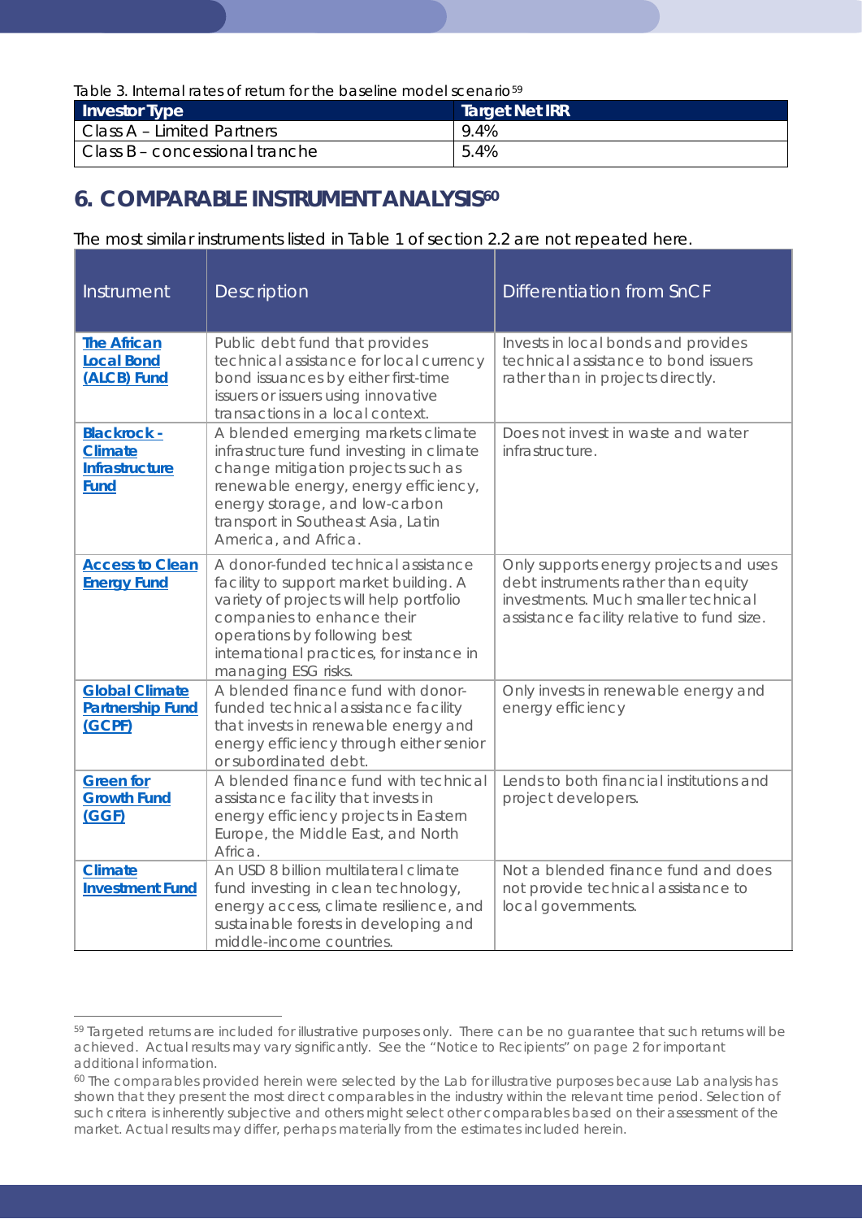Table 3. Internal rates of return for the baseline model scenario[59]

| Investor Type | Target Net IRR |
|---|---|
| Class A – Limited Partners | 9.4% |
| Class B – concessional tranche | 5.4% |

## 6. COMPARABLE INSTRUMENT ANALYSIS[60]

The most similar instruments listed in Table 1 of section 2.2 are not repeated here.

| Instrument | Description | Differentiation from SnCF |
|---|---|---|
| The African Local Bond (ALCB) Fund | Public debt fund that provides technical assistance for local currency bond issuances by either first-time issuers or issuers using innovative transactions in a local context. | Invests in local bonds and provides technical assistance to bond issuers rather than in projects directly. |
| Blackrock - Climate Infrastructure Fund | A blended emerging markets climate infrastructure fund investing in climate change mitigation projects such as renewable energy, energy efficiency, energy storage, and low-carbon transport in Southeast Asia, Latin America, and Africa. | Does not invest in waste and water infrastructure. |
| Access to Clean Energy Fund | A donor-funded technical assistance facility to support market building. A variety of projects will help portfolio companies to enhance their operations by following best international practices, for instance in managing ESG risks. | Only supports energy projects and uses debt instruments rather than equity investments. Much smaller technical assistance facility relative to fund size. |
| Global Climate Partnership Fund (GCPF) | A blended finance fund with donor-funded technical assistance facility that invests in renewable energy and energy efficiency through either senior or subordinated debt. | Only invests in renewable energy and energy efficiency |
| Green for Growth Fund (GGF) | A blended finance fund with technical assistance facility that invests in energy efficiency projects in Eastern Europe, the Middle East, and North Africa. | Lends to both financial institutions and project developers. |
| Climate Investment Fund | An USD 8 billion multilateral climate fund investing in clean technology, energy access, climate resilience, and sustainable forests in developing and middle-income countries. | Not a blended finance fund and does not provide technical assistance to local governments. |

[59] Targeted returns are included for illustrative purposes only. There can be no guarantee that such returns will be achieved. Actual results may vary significantly. See the "Notice to Recipients" on page 2 for important additional information.

[60] The comparables provided herein were selected by the Lab for illustrative purposes because Lab analysis has shown that they present the most direct comparables in the industry within the relevant time period. Selection of such critera is inherently subjective and others might select other comparables based on their assessment of the market. Actual results may differ, perhaps materially from the estimates included herein.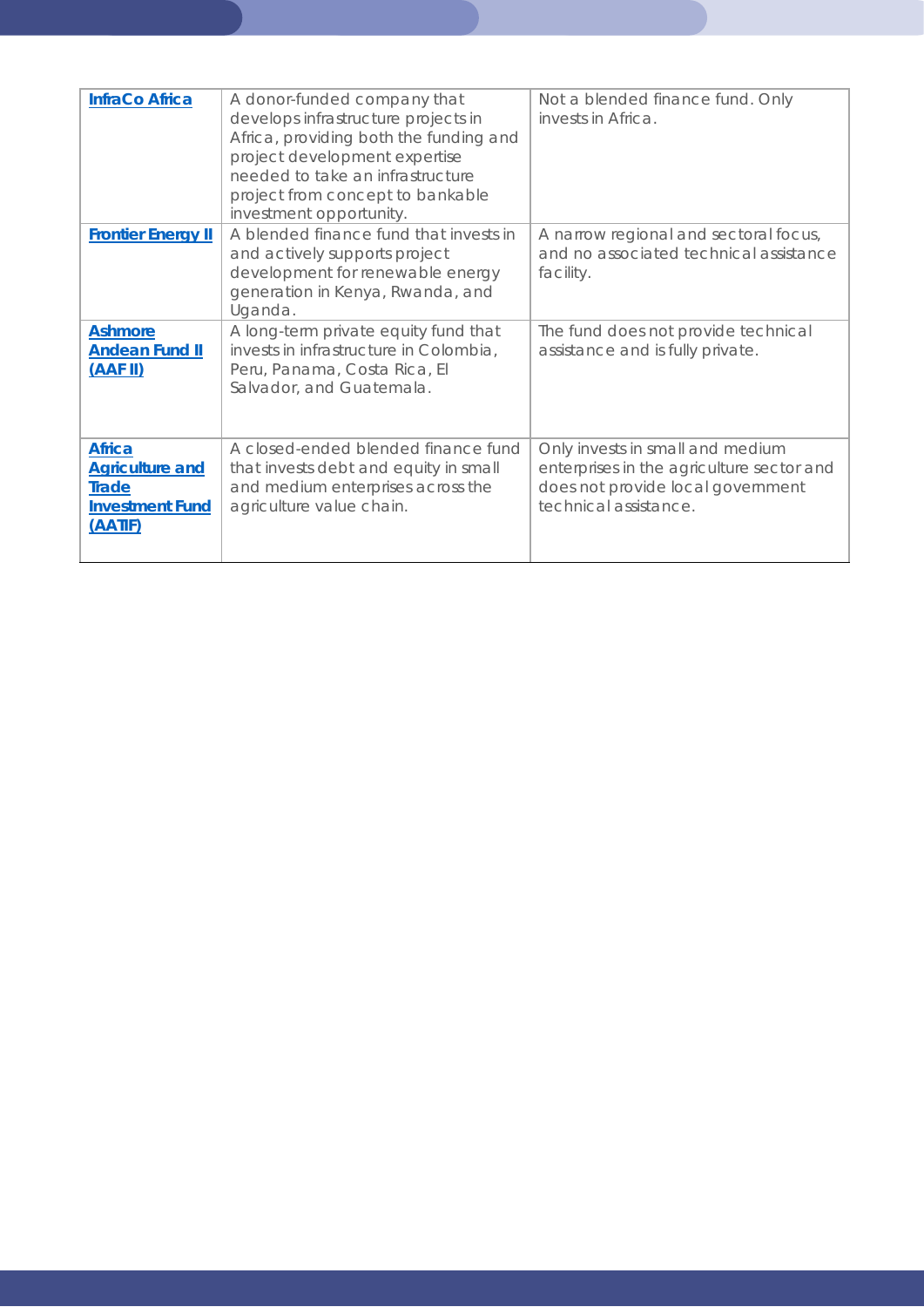| | | |
|---|---|---|
| **InfraCo Africa** | A donor-funded company that develops infrastructure projects in Africa, providing both the funding and project development expertise needed to take an infrastructure project from concept to bankable investment opportunity. | Not a blended finance fund. Only invests in Africa. |
| **Frontier Energy II** | A blended finance fund that invests in and actively supports project development for renewable energy generation in Kenya, Rwanda, and Uganda. | A narrow regional and sectoral focus, and no associated technical assistance facility. |
| **Ashmore Andean Fund II (AAF II)** | A long-term private equity fund that invests in infrastructure in Colombia, Peru, Panama, Costa Rica, El Salvador, and Guatemala. | The fund does not provide technical assistance and is fully private. |
| **Africa Agriculture and Trade Investment Fund (AATIF)** | A closed-ended blended finance fund that invests debt and equity in small and medium enterprises across the agriculture value chain. | Only invests in small and medium enterprises in the agriculture sector and does not provide local government technical assistance. |